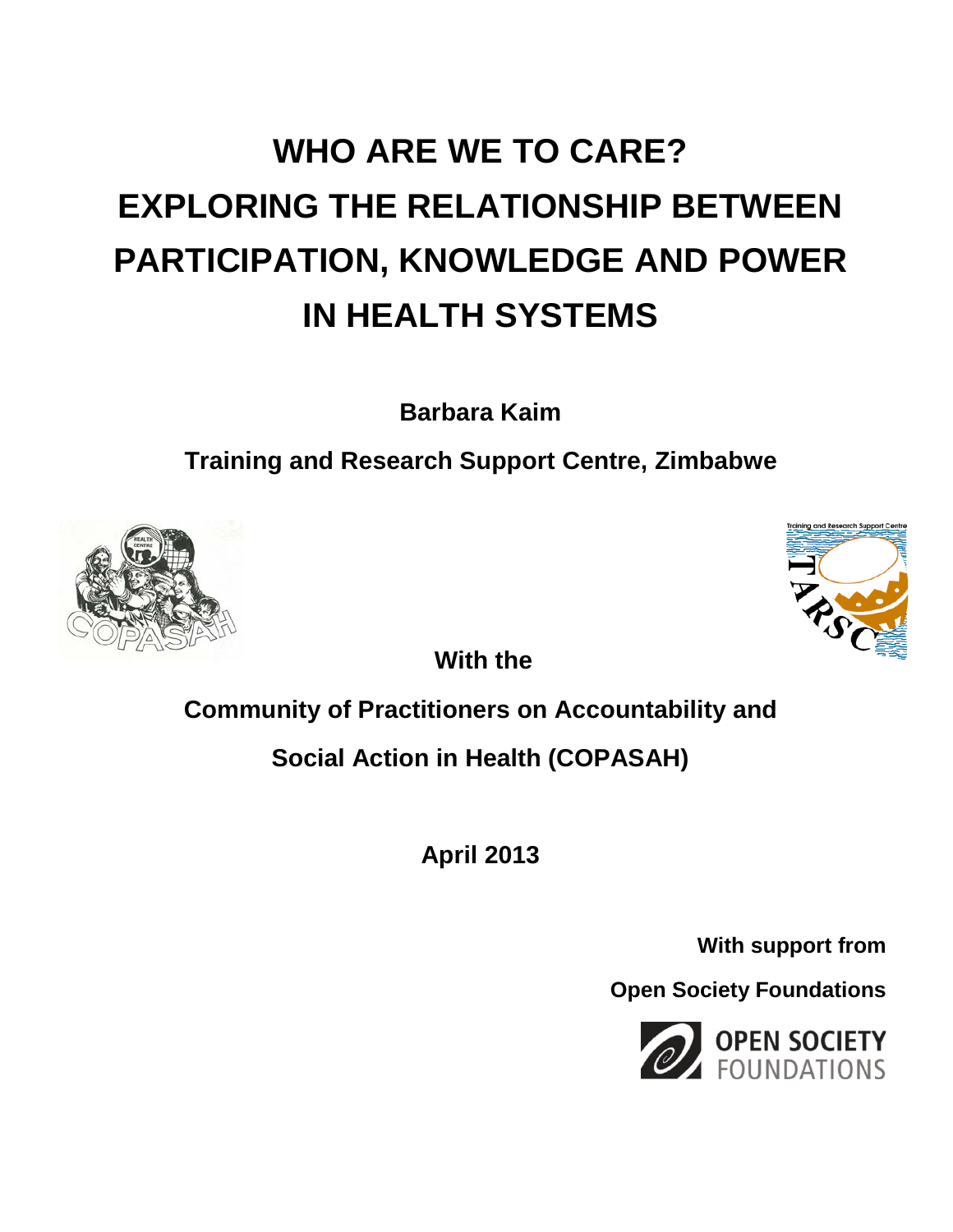# WHO ARE WE TO CARE?
# EXPLORING THE RELATIONSHIP BETWEEN PARTICIPATION, KNOWLEDGE AND POWER IN HEALTH SYSTEMS

**Barbara Kaim**

**Training and Research Support Centre, Zimbabwe**

**With the**

**Community of Practitioners on Accountability and Social Action in Health (COPASAH)**

**April 2013**

**With support from**

**Open Society Foundations**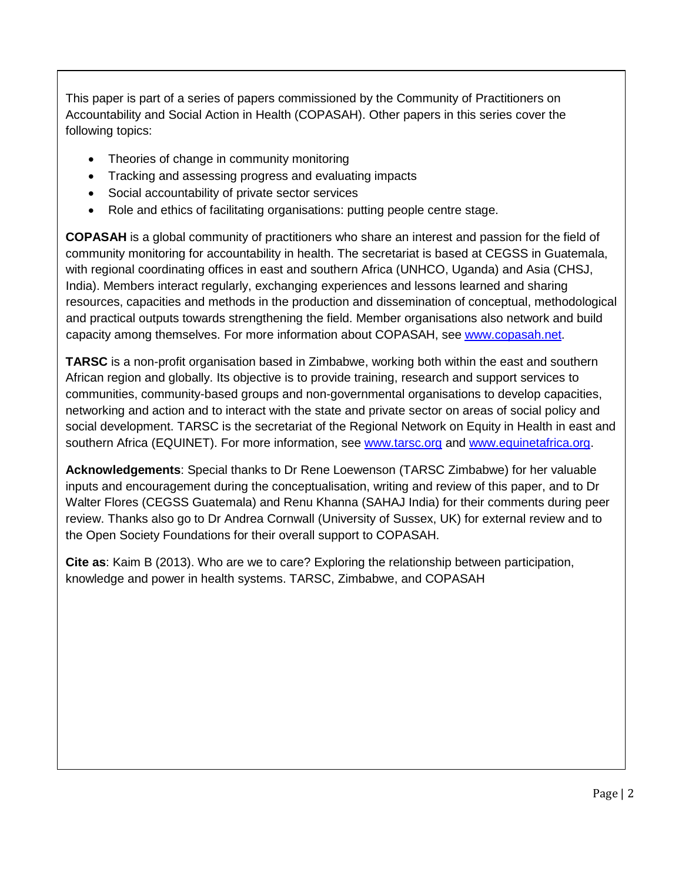This paper is part of a series of papers commissioned by the Community of Practitioners on Accountability and Social Action in Health (COPASAH). Other papers in this series cover the following topics:

- Theories of change in community monitoring
- Tracking and assessing progress and evaluating impacts
- Social accountability of private sector services
- Role and ethics of facilitating organisations: putting people centre stage.

**COPASAH** is a global community of practitioners who share an interest and passion for the field of community monitoring for accountability in health. The secretariat is based at CEGSS in Guatemala, with regional coordinating offices in east and southern Africa (UNHCO, Uganda) and Asia (CHSJ, India). Members interact regularly, exchanging experiences and lessons learned and sharing resources, capacities and methods in the production and dissemination of conceptual, methodological and practical outputs towards strengthening the field. Member organisations also network and build capacity among themselves. For more information about COPASAH, see www.copasah.net.

**TARSC** is a non-profit organisation based in Zimbabwe, working both within the east and southern African region and globally. Its objective is to provide training, research and support services to communities, community-based groups and non-governmental organisations to develop capacities, networking and action and to interact with the state and private sector on areas of social policy and social development. TARSC is the secretariat of the Regional Network on Equity in Health in east and southern Africa (EQUINET). For more information, see www.tarsc.org and www.equinetafrica.org.

**Acknowledgements**: Special thanks to Dr Rene Loewenson (TARSC Zimbabwe) for her valuable inputs and encouragement during the conceptualisation, writing and review of this paper, and to Dr Walter Flores (CEGSS Guatemala) and Renu Khanna (SAHAJ India) for their comments during peer review. Thanks also go to Dr Andrea Cornwall (University of Sussex, UK) for external review and to the Open Society Foundations for their overall support to COPASAH.

**Cite as**: Kaim B (2013). Who are we to care? Exploring the relationship between participation, knowledge and power in health systems. TARSC, Zimbabwe, and COPASAH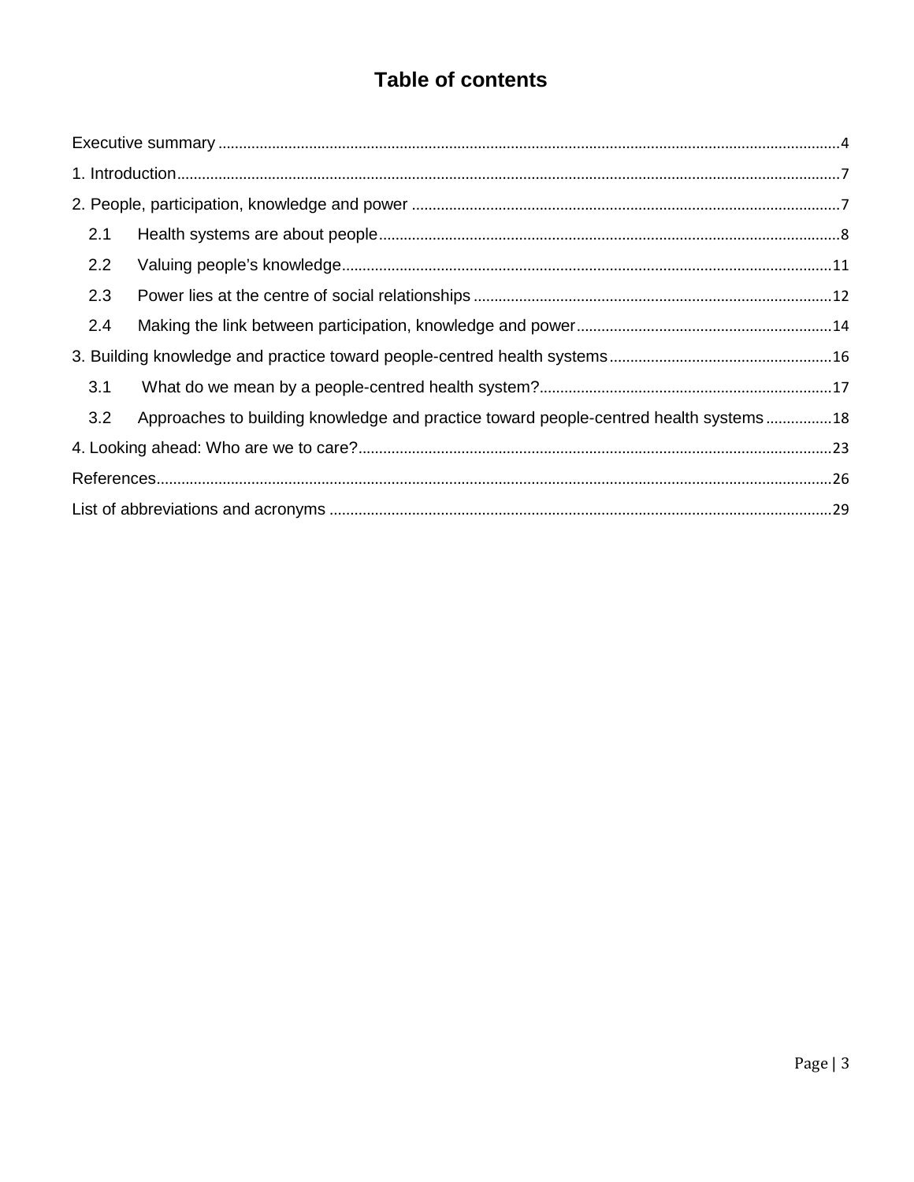# Table of contents

Executive summary ........ 4

1. Introduction ........ 7

2. People, participation, knowledge and power ........ 7

   2.1 Health systems are about people ........ 8

   2.2 Valuing people's knowledge ........ 11

   2.3 Power lies at the centre of social relationships ........ 12

   2.4 Making the link between participation, knowledge and power ........ 14

3. Building knowledge and practice toward people-centred health systems ........ 16

   3.1 What do we mean by a people-centred health system? ........ 17

   3.2 Approaches to building knowledge and practice toward people-centred health systems ........ 18

4. Looking ahead: Who are we to care? ........ 23

References ........ 26

List of abbreviations and acronyms ........ 29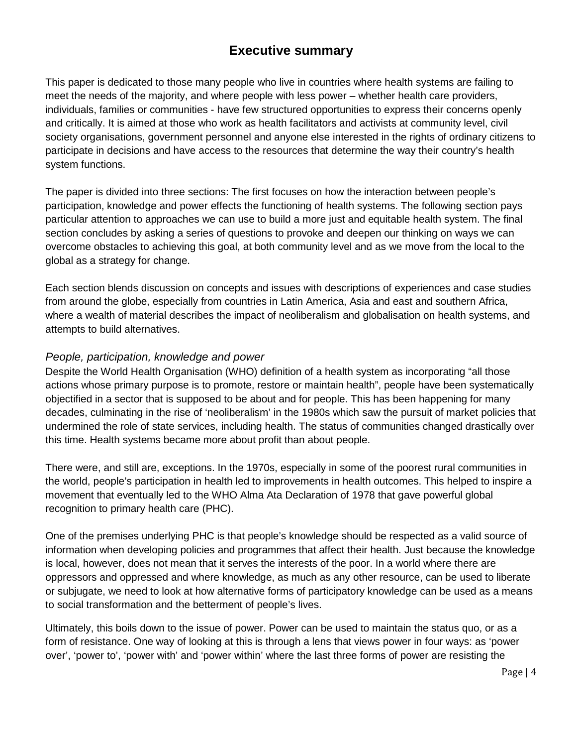# Executive summary

This paper is dedicated to those many people who live in countries where health systems are failing to meet the needs of the majority, and where people with less power – whether health care providers, individuals, families or communities - have few structured opportunities to express their concerns openly and critically. It is aimed at those who work as health facilitators and activists at community level, civil society organisations, government personnel and anyone else interested in the rights of ordinary citizens to participate in decisions and have access to the resources that determine the way their country's health system functions.

The paper is divided into three sections: The first focuses on how the interaction between people's participation, knowledge and power effects the functioning of health systems. The following section pays particular attention to approaches we can use to build a more just and equitable health system. The final section concludes by asking a series of questions to provoke and deepen our thinking on ways we can overcome obstacles to achieving this goal, at both community level and as we move from the local to the global as a strategy for change.

Each section blends discussion on concepts and issues with descriptions of experiences and case studies from around the globe, especially from countries in Latin America, Asia and east and southern Africa, where a wealth of material describes the impact of neoliberalism and globalisation on health systems, and attempts to build alternatives.

### *People, participation, knowledge and power*

Despite the World Health Organisation (WHO) definition of a health system as incorporating "all those actions whose primary purpose is to promote, restore or maintain health", people have been systematically objectified in a sector that is supposed to be about and for people. This has been happening for many decades, culminating in the rise of 'neoliberalism' in the 1980s which saw the pursuit of market policies that undermined the role of state services, including health. The status of communities changed drastically over this time. Health systems became more about profit than about people.

There were, and still are, exceptions. In the 1970s, especially in some of the poorest rural communities in the world, people's participation in health led to improvements in health outcomes. This helped to inspire a movement that eventually led to the WHO Alma Ata Declaration of 1978 that gave powerful global recognition to primary health care (PHC).

One of the premises underlying PHC is that people's knowledge should be respected as a valid source of information when developing policies and programmes that affect their health. Just because the knowledge is local, however, does not mean that it serves the interests of the poor. In a world where there are oppressors and oppressed and where knowledge, as much as any other resource, can be used to liberate or subjugate, we need to look at how alternative forms of participatory knowledge can be used as a means to social transformation and the betterment of people's lives.

Ultimately, this boils down to the issue of power. Power can be used to maintain the status quo, or as a form of resistance. One way of looking at this is through a lens that views power in four ways: as 'power over', 'power to', 'power with' and 'power within' where the last three forms of power are resisting the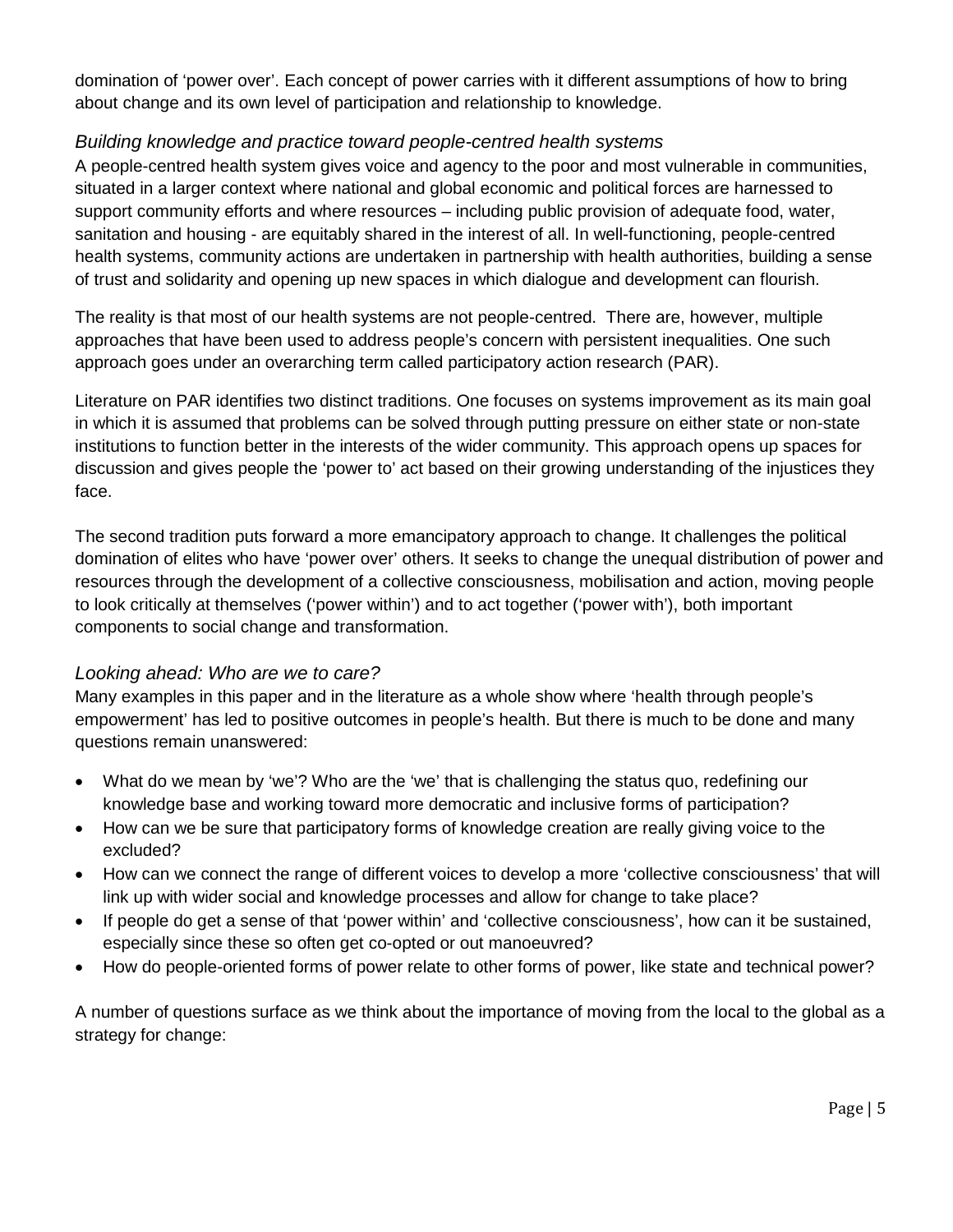domination of 'power over'. Each concept of power carries with it different assumptions of how to bring about change and its own level of participation and relationship to knowledge.

### *Building knowledge and practice toward people-centred health systems*

A people-centred health system gives voice and agency to the poor and most vulnerable in communities, situated in a larger context where national and global economic and political forces are harnessed to support community efforts and where resources – including public provision of adequate food, water, sanitation and housing - are equitably shared in the interest of all. In well-functioning, people-centred health systems, community actions are undertaken in partnership with health authorities, building a sense of trust and solidarity and opening up new spaces in which dialogue and development can flourish.

The reality is that most of our health systems are not people-centred. There are, however, multiple approaches that have been used to address people's concern with persistent inequalities. One such approach goes under an overarching term called participatory action research (PAR).

Literature on PAR identifies two distinct traditions. One focuses on systems improvement as its main goal in which it is assumed that problems can be solved through putting pressure on either state or non-state institutions to function better in the interests of the wider community. This approach opens up spaces for discussion and gives people the 'power to' act based on their growing understanding of the injustices they face.

The second tradition puts forward a more emancipatory approach to change. It challenges the political domination of elites who have 'power over' others. It seeks to change the unequal distribution of power and resources through the development of a collective consciousness, mobilisation and action, moving people to look critically at themselves ('power within') and to act together ('power with'), both important components to social change and transformation.

### *Looking ahead: Who are we to care?*

Many examples in this paper and in the literature as a whole show where 'health through people's empowerment' has led to positive outcomes in people's health. But there is much to be done and many questions remain unanswered:

- What do we mean by 'we'? Who are the 'we' that is challenging the status quo, redefining our knowledge base and working toward more democratic and inclusive forms of participation?
- How can we be sure that participatory forms of knowledge creation are really giving voice to the excluded?
- How can we connect the range of different voices to develop a more 'collective consciousness' that will link up with wider social and knowledge processes and allow for change to take place?
- If people do get a sense of that 'power within' and 'collective consciousness', how can it be sustained, especially since these so often get co-opted or out manoeuvred?
- How do people-oriented forms of power relate to other forms of power, like state and technical power?

A number of questions surface as we think about the importance of moving from the local to the global as a strategy for change: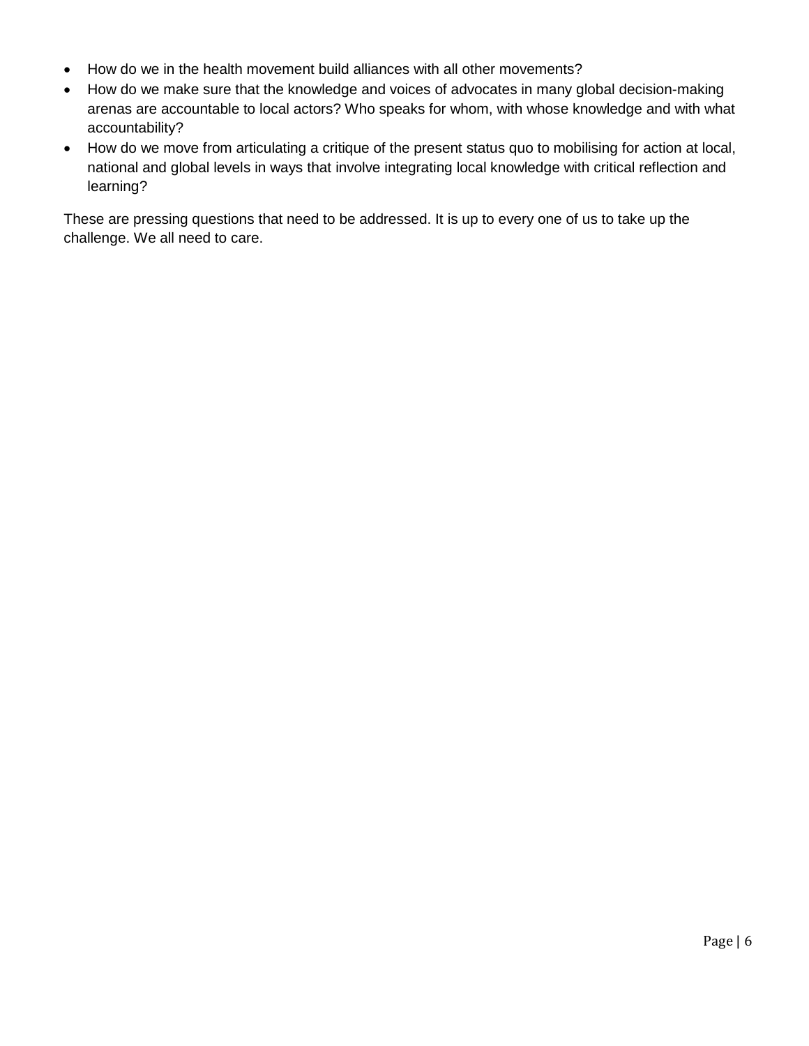- How do we in the health movement build alliances with all other movements?
- How do we make sure that the knowledge and voices of advocates in many global decision-making arenas are accountable to local actors? Who speaks for whom, with whose knowledge and with what accountability?
- How do we move from articulating a critique of the present status quo to mobilising for action at local, national and global levels in ways that involve integrating local knowledge with critical reflection and learning?

These are pressing questions that need to be addressed. It is up to every one of us to take up the challenge. We all need to care.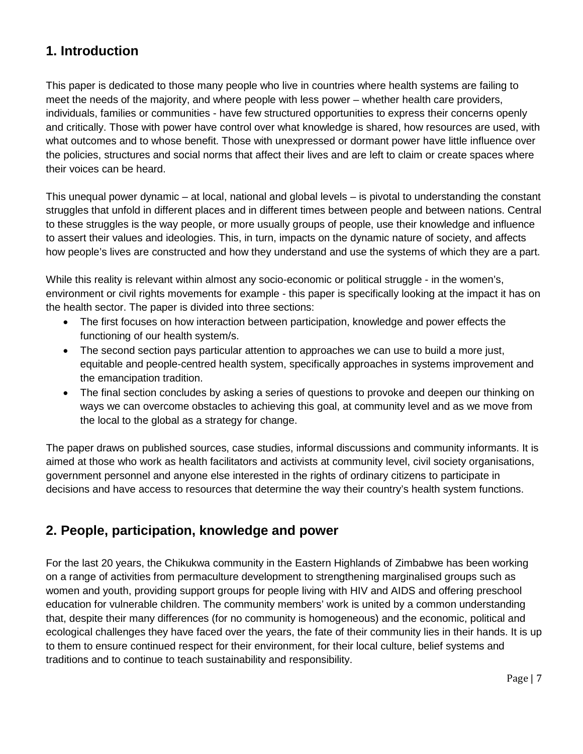## 1. Introduction

This paper is dedicated to those many people who live in countries where health systems are failing to meet the needs of the majority, and where people with less power – whether health care providers, individuals, families or communities - have few structured opportunities to express their concerns openly and critically. Those with power have control over what knowledge is shared, how resources are used, with what outcomes and to whose benefit. Those with unexpressed or dormant power have little influence over the policies, structures and social norms that affect their lives and are left to claim or create spaces where their voices can be heard.

This unequal power dynamic – at local, national and global levels – is pivotal to understanding the constant struggles that unfold in different places and in different times between people and between nations. Central to these struggles is the way people, or more usually groups of people, use their knowledge and influence to assert their values and ideologies. This, in turn, impacts on the dynamic nature of society, and affects how people's lives are constructed and how they understand and use the systems of which they are a part.

While this reality is relevant within almost any socio-economic or political struggle - in the women's, environment or civil rights movements for example - this paper is specifically looking at the impact it has on the health sector. The paper is divided into three sections:

- The first focuses on how interaction between participation, knowledge and power effects the functioning of our health system/s.
- The second section pays particular attention to approaches we can use to build a more just, equitable and people-centred health system, specifically approaches in systems improvement and the emancipation tradition.
- The final section concludes by asking a series of questions to provoke and deepen our thinking on ways we can overcome obstacles to achieving this goal, at community level and as we move from the local to the global as a strategy for change.

The paper draws on published sources, case studies, informal discussions and community informants. It is aimed at those who work as health facilitators and activists at community level, civil society organisations, government personnel and anyone else interested in the rights of ordinary citizens to participate in decisions and have access to resources that determine the way their country's health system functions.

## 2. People, participation, knowledge and power

For the last 20 years, the Chikukwa community in the Eastern Highlands of Zimbabwe has been working on a range of activities from permaculture development to strengthening marginalised groups such as women and youth, providing support groups for people living with HIV and AIDS and offering preschool education for vulnerable children. The community members' work is united by a common understanding that, despite their many differences (for no community is homogeneous) and the economic, political and ecological challenges they have faced over the years, the fate of their community lies in their hands. It is up to them to ensure continued respect for their environment, for their local culture, belief systems and traditions and to continue to teach sustainability and responsibility.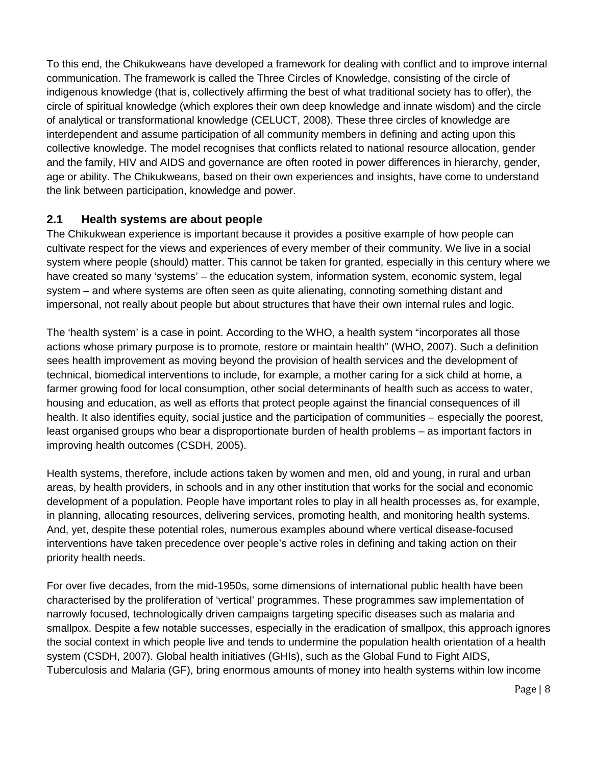To this end, the Chikukweans have developed a framework for dealing with conflict and to improve internal communication. The framework is called the Three Circles of Knowledge, consisting of the circle of indigenous knowledge (that is, collectively affirming the best of what traditional society has to offer), the circle of spiritual knowledge (which explores their own deep knowledge and innate wisdom) and the circle of analytical or transformational knowledge (CELUCT, 2008). These three circles of knowledge are interdependent and assume participation of all community members in defining and acting upon this collective knowledge. The model recognises that conflicts related to national resource allocation, gender and the family, HIV and AIDS and governance are often rooted in power differences in hierarchy, gender, age or ability. The Chikukweans, based on their own experiences and insights, have come to understand the link between participation, knowledge and power.

## 2.1 Health systems are about people

The Chikukwean experience is important because it provides a positive example of how people can cultivate respect for the views and experiences of every member of their community. We live in a social system where people (should) matter. This cannot be taken for granted, especially in this century where we have created so many 'systems' – the education system, information system, economic system, legal system – and where systems are often seen as quite alienating, connoting something distant and impersonal, not really about people but about structures that have their own internal rules and logic.

The 'health system' is a case in point. According to the WHO, a health system "incorporates all those actions whose primary purpose is to promote, restore or maintain health" (WHO, 2007). Such a definition sees health improvement as moving beyond the provision of health services and the development of technical, biomedical interventions to include, for example, a mother caring for a sick child at home, a farmer growing food for local consumption, other social determinants of health such as access to water, housing and education, as well as efforts that protect people against the financial consequences of ill health. It also identifies equity, social justice and the participation of communities – especially the poorest, least organised groups who bear a disproportionate burden of health problems – as important factors in improving health outcomes (CSDH, 2005).

Health systems, therefore, include actions taken by women and men, old and young, in rural and urban areas, by health providers, in schools and in any other institution that works for the social and economic development of a population. People have important roles to play in all health processes as, for example, in planning, allocating resources, delivering services, promoting health, and monitoring health systems. And, yet, despite these potential roles, numerous examples abound where vertical disease-focused interventions have taken precedence over people's active roles in defining and taking action on their priority health needs.

For over five decades, from the mid-1950s, some dimensions of international public health have been characterised by the proliferation of 'vertical' programmes. These programmes saw implementation of narrowly focused, technologically driven campaigns targeting specific diseases such as malaria and smallpox. Despite a few notable successes, especially in the eradication of smallpox, this approach ignores the social context in which people live and tends to undermine the population health orientation of a health system (CSDH, 2007). Global health initiatives (GHIs), such as the Global Fund to Fight AIDS, Tuberculosis and Malaria (GF), bring enormous amounts of money into health systems within low income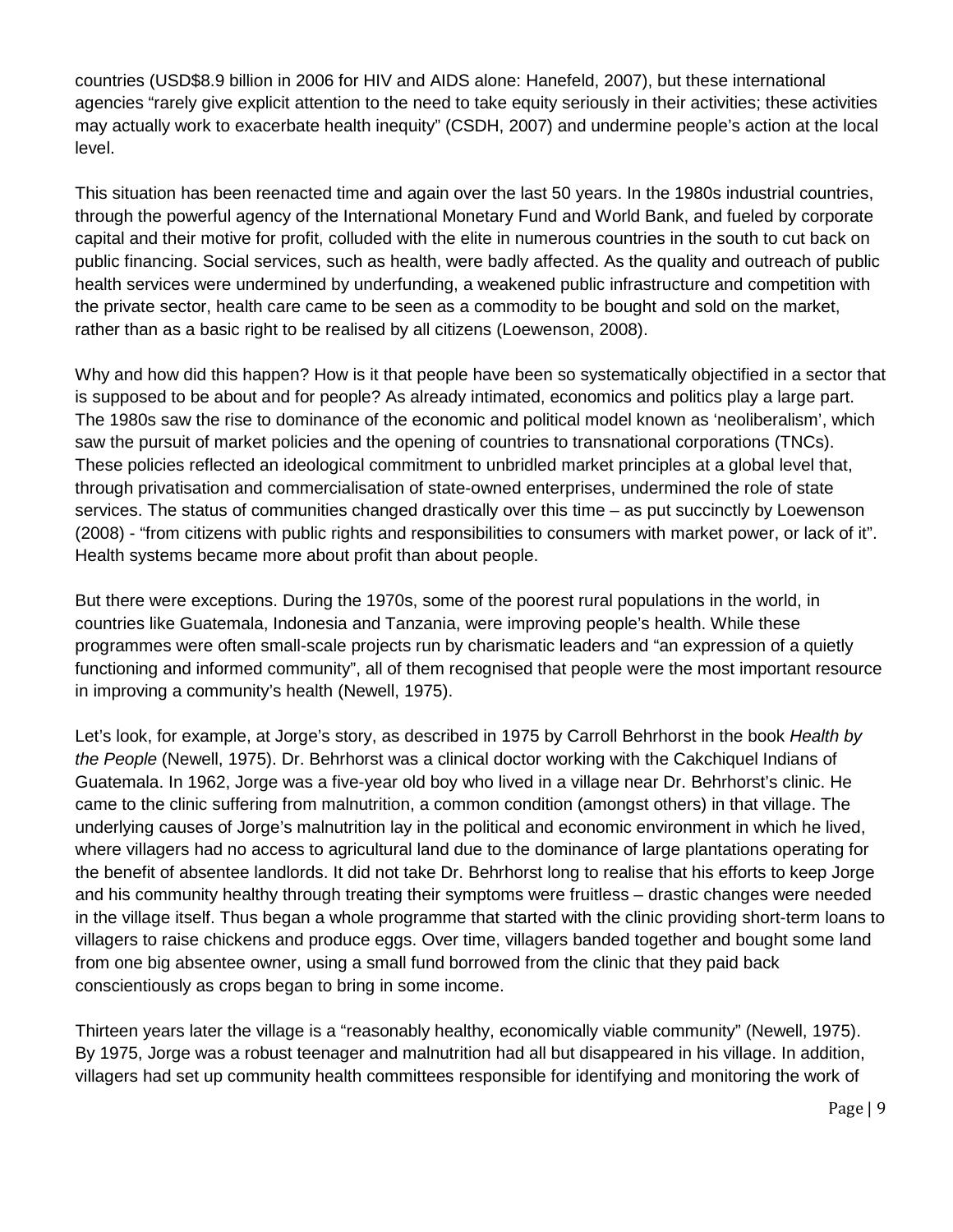countries (USD$8.9 billion in 2006 for HIV and AIDS alone: Hanefeld, 2007), but these international agencies "rarely give explicit attention to the need to take equity seriously in their activities; these activities may actually work to exacerbate health inequity" (CSDH, 2007) and undermine people's action at the local level.

This situation has been reenacted time and again over the last 50 years. In the 1980s industrial countries, through the powerful agency of the International Monetary Fund and World Bank, and fueled by corporate capital and their motive for profit, colluded with the elite in numerous countries in the south to cut back on public financing. Social services, such as health, were badly affected. As the quality and outreach of public health services were undermined by underfunding, a weakened public infrastructure and competition with the private sector, health care came to be seen as a commodity to be bought and sold on the market, rather than as a basic right to be realised by all citizens (Loewenson, 2008).

Why and how did this happen? How is it that people have been so systematically objectified in a sector that is supposed to be about and for people? As already intimated, economics and politics play a large part. The 1980s saw the rise to dominance of the economic and political model known as 'neoliberalism', which saw the pursuit of market policies and the opening of countries to transnational corporations (TNCs). These policies reflected an ideological commitment to unbridled market principles at a global level that, through privatisation and commercialisation of state-owned enterprises, undermined the role of state services. The status of communities changed drastically over this time – as put succinctly by Loewenson (2008) - "from citizens with public rights and responsibilities to consumers with market power, or lack of it". Health systems became more about profit than about people.

But there were exceptions. During the 1970s, some of the poorest rural populations in the world, in countries like Guatemala, Indonesia and Tanzania, were improving people's health. While these programmes were often small-scale projects run by charismatic leaders and "an expression of a quietly functioning and informed community", all of them recognised that people were the most important resource in improving a community's health (Newell, 1975).

Let's look, for example, at Jorge's story, as described in 1975 by Carroll Behrhorst in the book *Health by the People* (Newell, 1975). Dr. Behrhorst was a clinical doctor working with the Cakchiquel Indians of Guatemala. In 1962, Jorge was a five-year old boy who lived in a village near Dr. Behrhorst's clinic. He came to the clinic suffering from malnutrition, a common condition (amongst others) in that village. The underlying causes of Jorge's malnutrition lay in the political and economic environment in which he lived, where villagers had no access to agricultural land due to the dominance of large plantations operating for the benefit of absentee landlords. It did not take Dr. Behrhorst long to realise that his efforts to keep Jorge and his community healthy through treating their symptoms were fruitless – drastic changes were needed in the village itself. Thus began a whole programme that started with the clinic providing short-term loans to villagers to raise chickens and produce eggs. Over time, villagers banded together and bought some land from one big absentee owner, using a small fund borrowed from the clinic that they paid back conscientiously as crops began to bring in some income.

Thirteen years later the village is a "reasonably healthy, economically viable community" (Newell, 1975). By 1975, Jorge was a robust teenager and malnutrition had all but disappeared in his village. In addition, villagers had set up community health committees responsible for identifying and monitoring the work of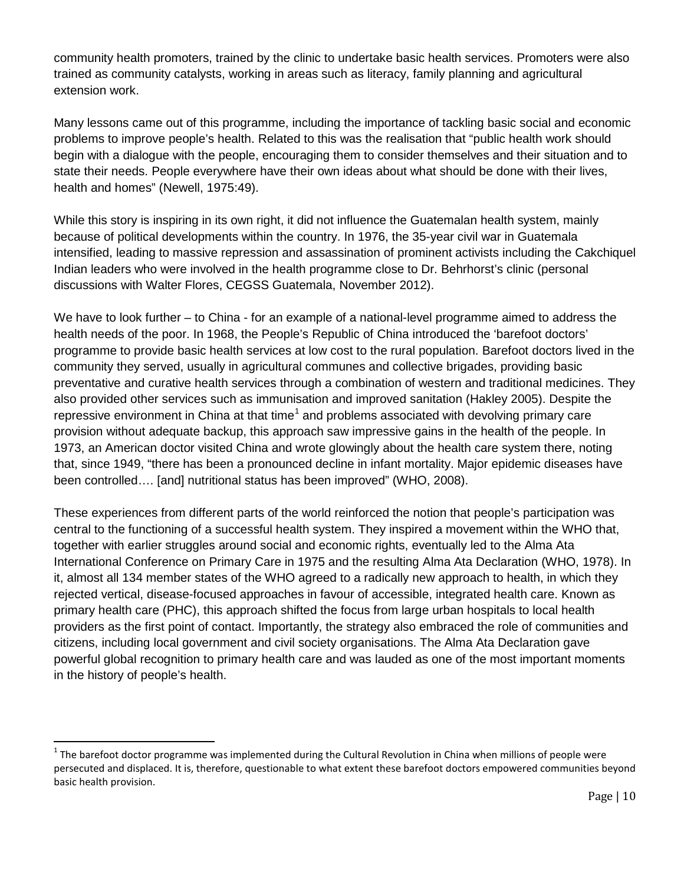community health promoters, trained by the clinic to undertake basic health services. Promoters were also trained as community catalysts, working in areas such as literacy, family planning and agricultural extension work.

Many lessons came out of this programme, including the importance of tackling basic social and economic problems to improve people's health. Related to this was the realisation that "public health work should begin with a dialogue with the people, encouraging them to consider themselves and their situation and to state their needs. People everywhere have their own ideas about what should be done with their lives, health and homes" (Newell, 1975:49).

While this story is inspiring in its own right, it did not influence the Guatemalan health system, mainly because of political developments within the country. In 1976, the 35-year civil war in Guatemala intensified, leading to massive repression and assassination of prominent activists including the Cakchiquel Indian leaders who were involved in the health programme close to Dr. Behrhorst's clinic (personal discussions with Walter Flores, CEGSS Guatemala, November 2012).

We have to look further – to China - for an example of a national-level programme aimed to address the health needs of the poor. In 1968, the People's Republic of China introduced the 'barefoot doctors' programme to provide basic health services at low cost to the rural population. Barefoot doctors lived in the community they served, usually in agricultural communes and collective brigades, providing basic preventative and curative health services through a combination of western and traditional medicines. They also provided other services such as immunisation and improved sanitation (Hakley 2005). Despite the repressive environment in China at that time[1] and problems associated with devolving primary care provision without adequate backup, this approach saw impressive gains in the health of the people. In 1973, an American doctor visited China and wrote glowingly about the health care system there, noting that, since 1949, "there has been a pronounced decline in infant mortality. Major epidemic diseases have been controlled…. [and] nutritional status has been improved" (WHO, 2008).

These experiences from different parts of the world reinforced the notion that people's participation was central to the functioning of a successful health system. They inspired a movement within the WHO that, together with earlier struggles around social and economic rights, eventually led to the Alma Ata International Conference on Primary Care in 1975 and the resulting Alma Ata Declaration (WHO, 1978). In it, almost all 134 member states of the WHO agreed to a radically new approach to health, in which they rejected vertical, disease-focused approaches in favour of accessible, integrated health care. Known as primary health care (PHC), this approach shifted the focus from large urban hospitals to local health providers as the first point of contact. Importantly, the strategy also embraced the role of communities and citizens, including local government and civil society organisations. The Alma Ata Declaration gave powerful global recognition to primary health care and was lauded as one of the most important moments in the history of people's health.

---

[1] The barefoot doctor programme was implemented during the Cultural Revolution in China when millions of people were persecuted and displaced. It is, therefore, questionable to what extent these barefoot doctors empowered communities beyond basic health provision.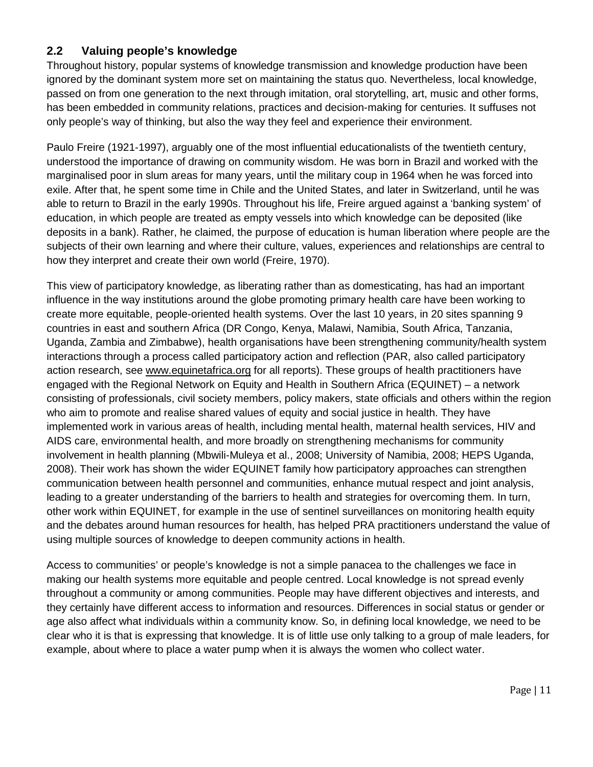## 2.2 Valuing people's knowledge

Throughout history, popular systems of knowledge transmission and knowledge production have been ignored by the dominant system more set on maintaining the status quo. Nevertheless, local knowledge, passed on from one generation to the next through imitation, oral storytelling, art, music and other forms, has been embedded in community relations, practices and decision-making for centuries. It suffuses not only people's way of thinking, but also the way they feel and experience their environment.

Paulo Freire (1921-1997), arguably one of the most influential educationalists of the twentieth century, understood the importance of drawing on community wisdom. He was born in Brazil and worked with the marginalised poor in slum areas for many years, until the military coup in 1964 when he was forced into exile. After that, he spent some time in Chile and the United States, and later in Switzerland, until he was able to return to Brazil in the early 1990s. Throughout his life, Freire argued against a 'banking system' of education, in which people are treated as empty vessels into which knowledge can be deposited (like deposits in a bank). Rather, he claimed, the purpose of education is human liberation where people are the subjects of their own learning and where their culture, values, experiences and relationships are central to how they interpret and create their own world (Freire, 1970).

This view of participatory knowledge, as liberating rather than as domesticating, has had an important influence in the way institutions around the globe promoting primary health care have been working to create more equitable, people-oriented health systems. Over the last 10 years, in 20 sites spanning 9 countries in east and southern Africa (DR Congo, Kenya, Malawi, Namibia, South Africa, Tanzania, Uganda, Zambia and Zimbabwe), health organisations have been strengthening community/health system interactions through a process called participatory action and reflection (PAR, also called participatory action research, see www.equinetafrica.org for all reports). These groups of health practitioners have engaged with the Regional Network on Equity and Health in Southern Africa (EQUINET) – a network consisting of professionals, civil society members, policy makers, state officials and others within the region who aim to promote and realise shared values of equity and social justice in health. They have implemented work in various areas of health, including mental health, maternal health services, HIV and AIDS care, environmental health, and more broadly on strengthening mechanisms for community involvement in health planning (Mbwili-Muleya et al., 2008; University of Namibia, 2008; HEPS Uganda, 2008). Their work has shown the wider EQUINET family how participatory approaches can strengthen communication between health personnel and communities, enhance mutual respect and joint analysis, leading to a greater understanding of the barriers to health and strategies for overcoming them. In turn, other work within EQUINET, for example in the use of sentinel surveillances on monitoring health equity and the debates around human resources for health, has helped PRA practitioners understand the value of using multiple sources of knowledge to deepen community actions in health.

Access to communities' or people's knowledge is not a simple panacea to the challenges we face in making our health systems more equitable and people centred. Local knowledge is not spread evenly throughout a community or among communities. People may have different objectives and interests, and they certainly have different access to information and resources. Differences in social status or gender or age also affect what individuals within a community know. So, in defining local knowledge, we need to be clear who it is that is expressing that knowledge. It is of little use only talking to a group of male leaders, for example, about where to place a water pump when it is always the women who collect water.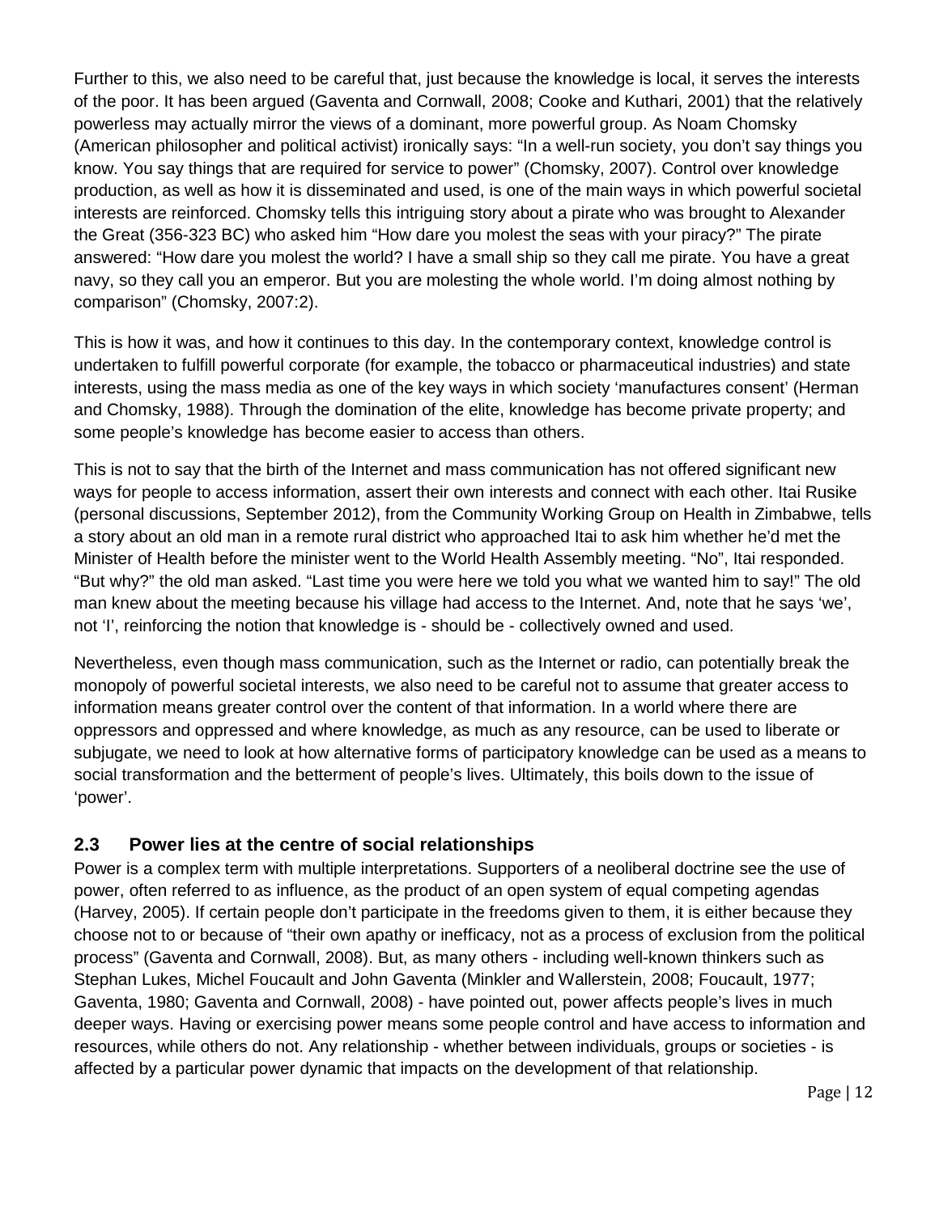Further to this, we also need to be careful that, just because the knowledge is local, it serves the interests of the poor. It has been argued (Gaventa and Cornwall, 2008; Cooke and Kuthari, 2001) that the relatively powerless may actually mirror the views of a dominant, more powerful group. As Noam Chomsky (American philosopher and political activist) ironically says: "In a well-run society, you don't say things you know. You say things that are required for service to power" (Chomsky, 2007). Control over knowledge production, as well as how it is disseminated and used, is one of the main ways in which powerful societal interests are reinforced. Chomsky tells this intriguing story about a pirate who was brought to Alexander the Great (356-323 BC) who asked him "How dare you molest the seas with your piracy?" The pirate answered: "How dare you molest the world? I have a small ship so they call me pirate. You have a great navy, so they call you an emperor. But you are molesting the whole world. I'm doing almost nothing by comparison" (Chomsky, 2007:2).

This is how it was, and how it continues to this day. In the contemporary context, knowledge control is undertaken to fulfill powerful corporate (for example, the tobacco or pharmaceutical industries) and state interests, using the mass media as one of the key ways in which society 'manufactures consent' (Herman and Chomsky, 1988). Through the domination of the elite, knowledge has become private property; and some people's knowledge has become easier to access than others.

This is not to say that the birth of the Internet and mass communication has not offered significant new ways for people to access information, assert their own interests and connect with each other. Itai Rusike (personal discussions, September 2012), from the Community Working Group on Health in Zimbabwe, tells a story about an old man in a remote rural district who approached Itai to ask him whether he'd met the Minister of Health before the minister went to the World Health Assembly meeting. "No", Itai responded. "But why?" the old man asked. "Last time you were here we told you what we wanted him to say!" The old man knew about the meeting because his village had access to the Internet. And, note that he says 'we', not 'I', reinforcing the notion that knowledge is - should be - collectively owned and used.

Nevertheless, even though mass communication, such as the Internet or radio, can potentially break the monopoly of powerful societal interests, we also need to be careful not to assume that greater access to information means greater control over the content of that information. In a world where there are oppressors and oppressed and where knowledge, as much as any resource, can be used to liberate or subjugate, we need to look at how alternative forms of participatory knowledge can be used as a means to social transformation and the betterment of people's lives. Ultimately, this boils down to the issue of 'power'.

### 2.3 Power lies at the centre of social relationships

Power is a complex term with multiple interpretations. Supporters of a neoliberal doctrine see the use of power, often referred to as influence, as the product of an open system of equal competing agendas (Harvey, 2005). If certain people don't participate in the freedoms given to them, it is either because they choose not to or because of "their own apathy or inefficacy, not as a process of exclusion from the political process" (Gaventa and Cornwall, 2008). But, as many others - including well-known thinkers such as Stephan Lukes, Michel Foucault and John Gaventa (Minkler and Wallerstein, 2008; Foucault, 1977; Gaventa, 1980; Gaventa and Cornwall, 2008) - have pointed out, power affects people's lives in much deeper ways. Having or exercising power means some people control and have access to information and resources, while others do not. Any relationship - whether between individuals, groups or societies - is affected by a particular power dynamic that impacts on the development of that relationship.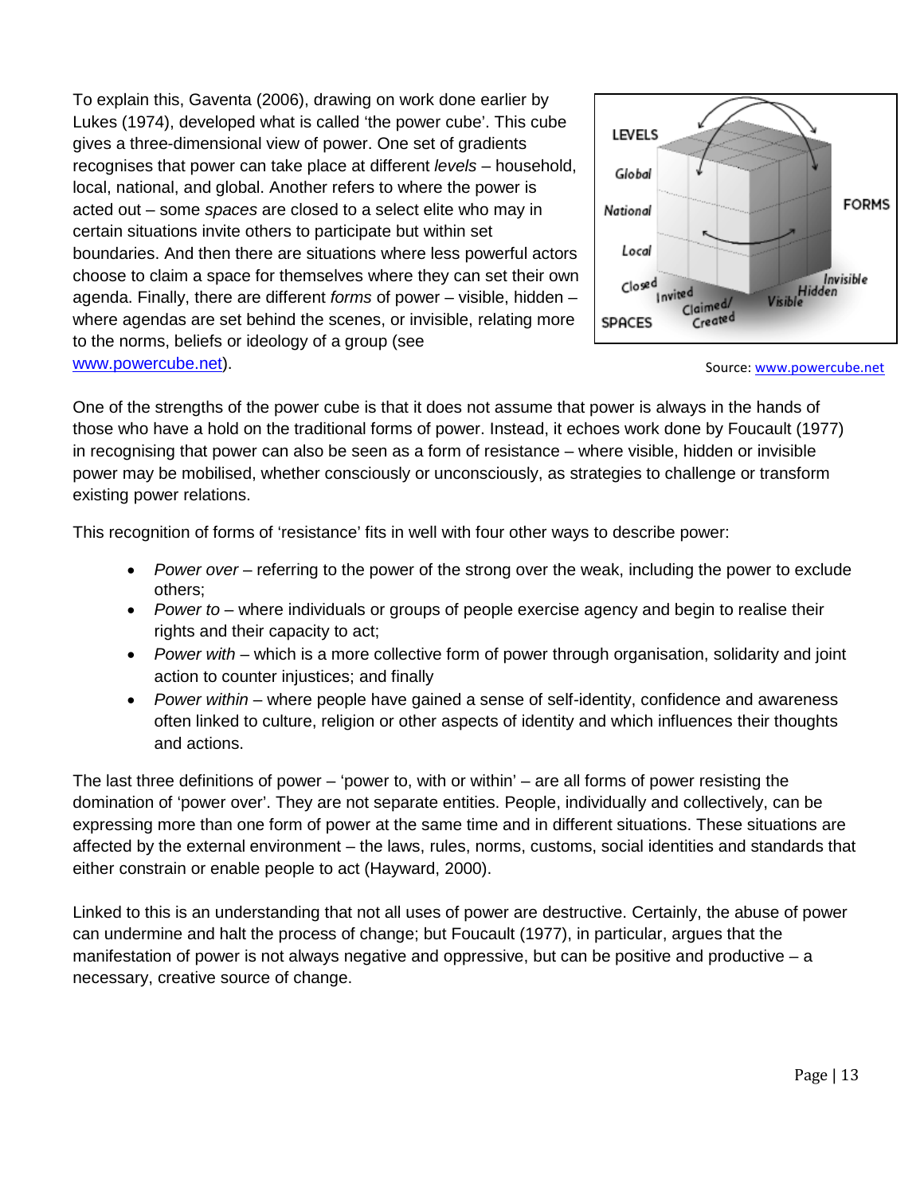To explain this, Gaventa (2006), drawing on work done earlier by Lukes (1974), developed what is called 'the power cube'. This cube gives a three-dimensional view of power. One set of gradients recognises that power can take place at different *levels* – household, local, national, and global. Another refers to where the power is acted out – some *spaces* are closed to a select elite who may in certain situations invite others to participate but within set boundaries. And then there are situations where less powerful actors choose to claim a space for themselves where they can set their own agenda. Finally, there are different *forms* of power – visible, hidden – where agendas are set behind the scenes, or invisible, relating more to the norms, beliefs or ideology of a group (see [www.powercube.net](http://www.powercube.net)).

Source: [www.powercube.net](http://www.powercube.net)

One of the strengths of the power cube is that it does not assume that power is always in the hands of those who have a hold on the traditional forms of power. Instead, it echoes work done by Foucault (1977) in recognising that power can also be seen as a form of resistance – where visible, hidden or invisible power may be mobilised, whether consciously or unconsciously, as strategies to challenge or transform existing power relations.

This recognition of forms of 'resistance' fits in well with four other ways to describe power:

- *Power over* – referring to the power of the strong over the weak, including the power to exclude others;
- *Power to* – where individuals or groups of people exercise agency and begin to realise their rights and their capacity to act;
- *Power with* – which is a more collective form of power through organisation, solidarity and joint action to counter injustices; and finally
- *Power within* – where people have gained a sense of self-identity, confidence and awareness often linked to culture, religion or other aspects of identity and which influences their thoughts and actions.

The last three definitions of power – 'power to, with or within' – are all forms of power resisting the domination of 'power over'. They are not separate entities. People, individually and collectively, can be expressing more than one form of power at the same time and in different situations. These situations are affected by the external environment – the laws, rules, norms, customs, social identities and standards that either constrain or enable people to act (Hayward, 2000).

Linked to this is an understanding that not all uses of power are destructive. Certainly, the abuse of power can undermine and halt the process of change; but Foucault (1977), in particular, argues that the manifestation of power is not always negative and oppressive, but can be positive and productive – a necessary, creative source of change.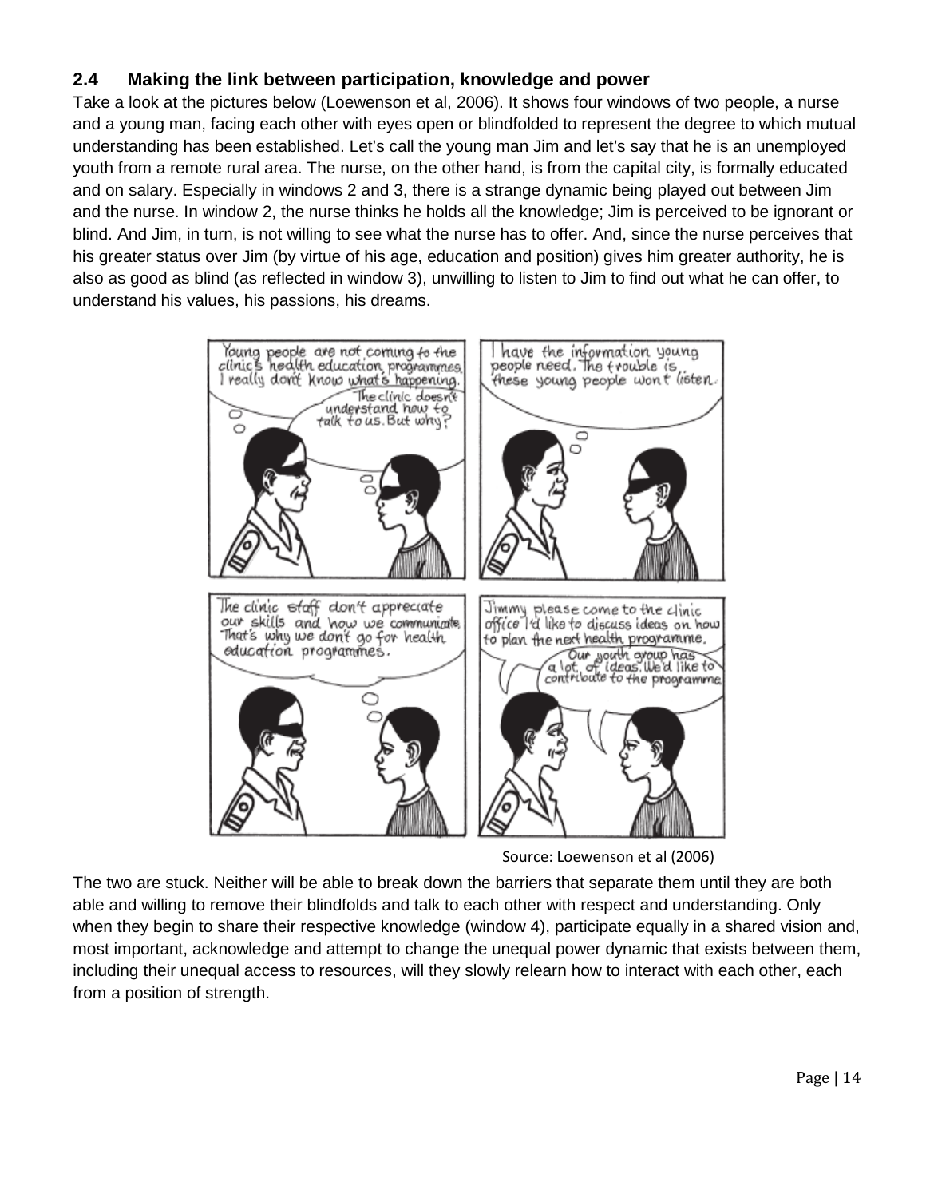## 2.4 Making the link between participation, knowledge and power

Take a look at the pictures below (Loewenson et al, 2006). It shows four windows of two people, a nurse and a young man, facing each other with eyes open or blindfolded to represent the degree to which mutual understanding has been established. Let's call the young man Jim and let's say that he is an unemployed youth from a remote rural area. The nurse, on the other hand, is from the capital city, is formally educated and on salary. Especially in windows 2 and 3, there is a strange dynamic being played out between Jim and the nurse. In window 2, the nurse thinks he holds all the knowledge; Jim is perceived to be ignorant or blind. And Jim, in turn, is not willing to see what the nurse has to offer. And, since the nurse perceives that his greater status over Jim (by virtue of his age, education and position) gives him greater authority, he is also as good as blind (as reflected in window 3), unwilling to listen to Jim to find out what he can offer, to understand his values, his passions, his dreams.

Source: Loewenson et al (2006)

The two are stuck. Neither will be able to break down the barriers that separate them until they are both able and willing to remove their blindfolds and talk to each other with respect and understanding. Only when they begin to share their respective knowledge (window 4), participate equally in a shared vision and, most important, acknowledge and attempt to change the unequal power dynamic that exists between them, including their unequal access to resources, will they slowly relearn how to interact with each other, each from a position of strength.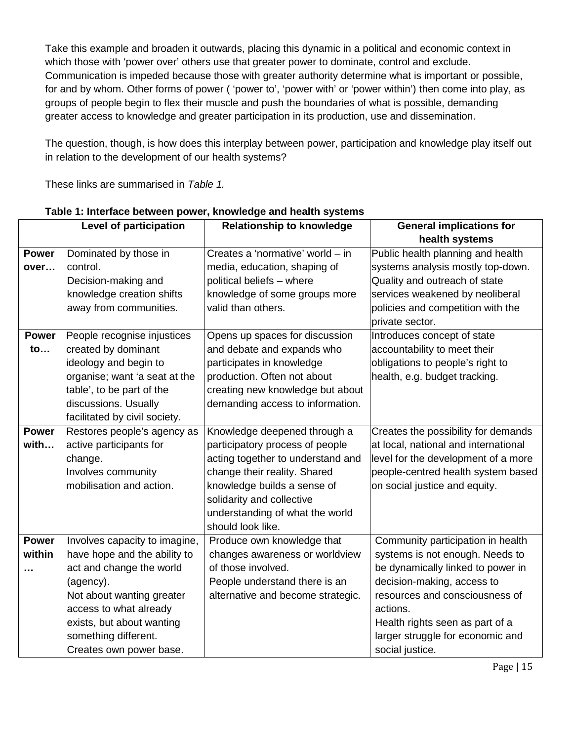Take this example and broaden it outwards, placing this dynamic in a political and economic context in which those with 'power over' others use that greater power to dominate, control and exclude. Communication is impeded because those with greater authority determine what is important or possible, for and by whom. Other forms of power ( 'power to', 'power with' or 'power within') then come into play, as groups of people begin to flex their muscle and push the boundaries of what is possible, demanding greater access to knowledge and greater participation in its production, use and dissemination.

The question, though, is how does this interplay between power, participation and knowledge play itself out in relation to the development of our health systems?

These links are summarised in *Table 1.*

**Table 1: Interface between power, knowledge and health systems**

| | **Level of participation** | **Relationship to knowledge** | **General implications for health systems** |
|---|---|---|---|
| **Power over…** | Dominated by those in control.<br>Decision-making and knowledge creation shifts away from communities. | Creates a 'normative' world – in media, education, shaping of political beliefs – where knowledge of some groups more valid than others. | Public health planning and health systems analysis mostly top-down. Quality and outreach of state services weakened by neoliberal policies and competition with the private sector. |
| **Power to…** | People recognise injustices created by dominant ideology and begin to organise; want 'a seat at the table', to be part of the discussions. Usually facilitated by civil society. | Opens up spaces for discussion and debate and expands who participates in knowledge production. Often not about creating new knowledge but about demanding access to information. | Introduces concept of state accountability to meet their obligations to people's right to health, e.g. budget tracking. |
| **Power with…** | Restores people's agency as active participants for change.<br>Involves community mobilisation and action. | Knowledge deepened through a participatory process of people acting together to understand and change their reality. Shared knowledge builds a sense of solidarity and collective understanding of what the world should look like. | Creates the possibility for demands at local, national and international level for the development of a more people-centred health system based on social justice and equity. |
| **Power within…** | Involves capacity to imagine, have hope and the ability to act and change the world (agency).<br>Not about wanting greater access to what already exists, but about wanting something different.<br>Creates own power base. | Produce own knowledge that changes awareness or worldview of those involved.<br>People understand there is an alternative and become strategic. | Community participation in health systems is not enough. Needs to be dynamically linked to power in decision-making, access to resources and consciousness of actions.<br>Health rights seen as part of a larger struggle for economic and social justice. |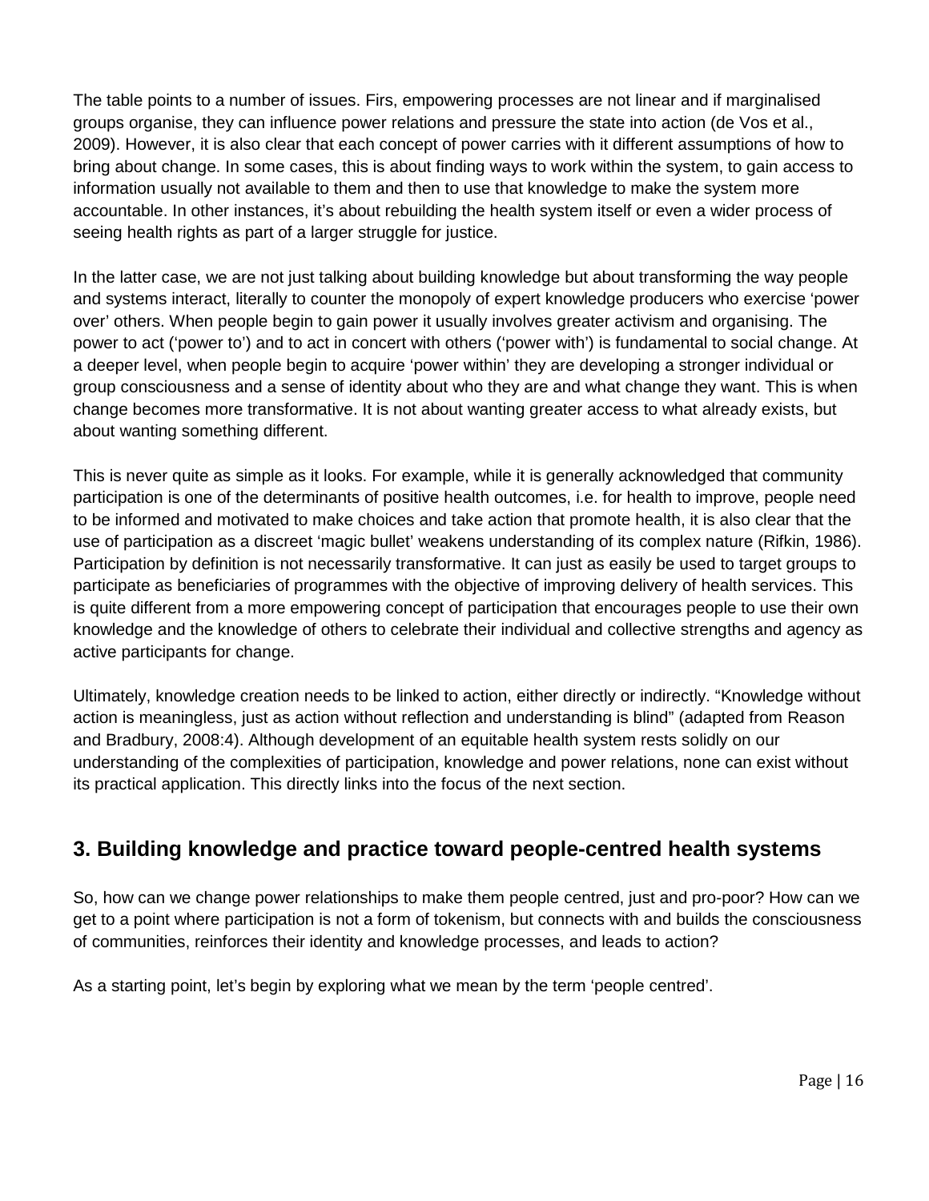The table points to a number of issues. Firs, empowering processes are not linear and if marginalised groups organise, they can influence power relations and pressure the state into action (de Vos et al., 2009). However, it is also clear that each concept of power carries with it different assumptions of how to bring about change. In some cases, this is about finding ways to work within the system, to gain access to information usually not available to them and then to use that knowledge to make the system more accountable. In other instances, it's about rebuilding the health system itself or even a wider process of seeing health rights as part of a larger struggle for justice.

In the latter case, we are not just talking about building knowledge but about transforming the way people and systems interact, literally to counter the monopoly of expert knowledge producers who exercise 'power over' others. When people begin to gain power it usually involves greater activism and organising. The power to act ('power to') and to act in concert with others ('power with') is fundamental to social change. At a deeper level, when people begin to acquire 'power within' they are developing a stronger individual or group consciousness and a sense of identity about who they are and what change they want. This is when change becomes more transformative. It is not about wanting greater access to what already exists, but about wanting something different.

This is never quite as simple as it looks. For example, while it is generally acknowledged that community participation is one of the determinants of positive health outcomes, i.e. for health to improve, people need to be informed and motivated to make choices and take action that promote health, it is also clear that the use of participation as a discreet 'magic bullet' weakens understanding of its complex nature (Rifkin, 1986). Participation by definition is not necessarily transformative. It can just as easily be used to target groups to participate as beneficiaries of programmes with the objective of improving delivery of health services. This is quite different from a more empowering concept of participation that encourages people to use their own knowledge and the knowledge of others to celebrate their individual and collective strengths and agency as active participants for change.

Ultimately, knowledge creation needs to be linked to action, either directly or indirectly. "Knowledge without action is meaningless, just as action without reflection and understanding is blind" (adapted from Reason and Bradbury, 2008:4). Although development of an equitable health system rests solidly on our understanding of the complexities of participation, knowledge and power relations, none can exist without its practical application. This directly links into the focus of the next section.

## 3. Building knowledge and practice toward people-centred health systems

So, how can we change power relationships to make them people centred, just and pro-poor? How can we get to a point where participation is not a form of tokenism, but connects with and builds the consciousness of communities, reinforces their identity and knowledge processes, and leads to action?

As a starting point, let's begin by exploring what we mean by the term 'people centred'.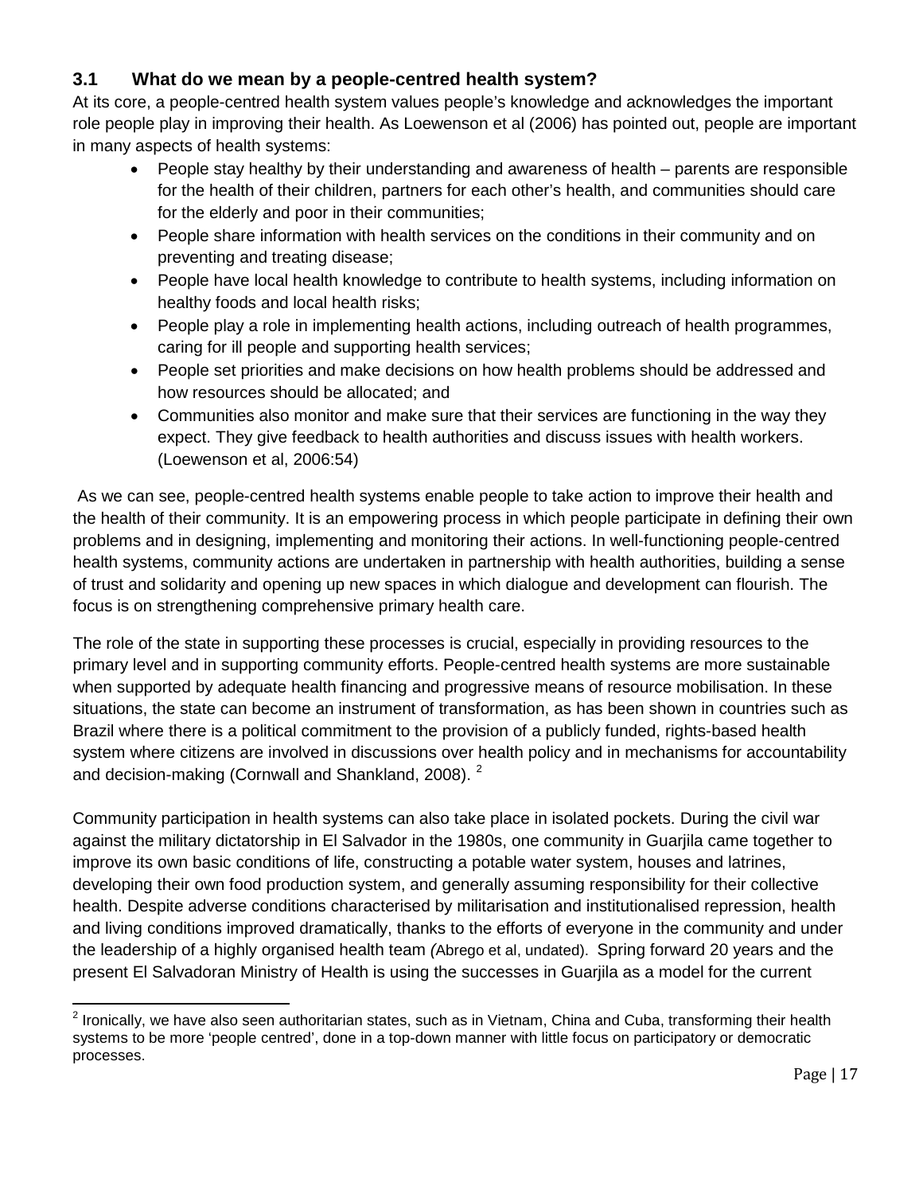### 3.1 What do we mean by a people-centred health system?

At its core, a people-centred health system values people's knowledge and acknowledges the important role people play in improving their health. As Loewenson et al (2006) has pointed out, people are important in many aspects of health systems:

- People stay healthy by their understanding and awareness of health – parents are responsible for the health of their children, partners for each other's health, and communities should care for the elderly and poor in their communities;
- People share information with health services on the conditions in their community and on preventing and treating disease;
- People have local health knowledge to contribute to health systems, including information on healthy foods and local health risks;
- People play a role in implementing health actions, including outreach of health programmes, caring for ill people and supporting health services;
- People set priorities and make decisions on how health problems should be addressed and how resources should be allocated; and
- Communities also monitor and make sure that their services are functioning in the way they expect. They give feedback to health authorities and discuss issues with health workers. (Loewenson et al, 2006:54)

As we can see, people-centred health systems enable people to take action to improve their health and the health of their community. It is an empowering process in which people participate in defining their own problems and in designing, implementing and monitoring their actions. In well-functioning people-centred health systems, community actions are undertaken in partnership with health authorities, building a sense of trust and solidarity and opening up new spaces in which dialogue and development can flourish. The focus is on strengthening comprehensive primary health care.

The role of the state in supporting these processes is crucial, especially in providing resources to the primary level and in supporting community efforts. People-centred health systems are more sustainable when supported by adequate health financing and progressive means of resource mobilisation. In these situations, the state can become an instrument of transformation, as has been shown in countries such as Brazil where there is a political commitment to the provision of a publicly funded, rights-based health system where citizens are involved in discussions over health policy and in mechanisms for accountability and decision-making (Cornwall and Shankland, 2008). [2]

Community participation in health systems can also take place in isolated pockets. During the civil war against the military dictatorship in El Salvador in the 1980s, one community in Guarjila came together to improve its own basic conditions of life, constructing a potable water system, houses and latrines, developing their own food production system, and generally assuming responsibility for their collective health. Despite adverse conditions characterised by militarisation and institutionalised repression, health and living conditions improved dramatically, thanks to the efforts of everyone in the community and under the leadership of a highly organised health team *(*Abrego et al, undated). Spring forward 20 years and the present El Salvadoran Ministry of Health is using the successes in Guarjila as a model for the current

[2] Ironically, we have also seen authoritarian states, such as in Vietnam, China and Cuba, transforming their health systems to be more 'people centred', done in a top-down manner with little focus on participatory or democratic processes.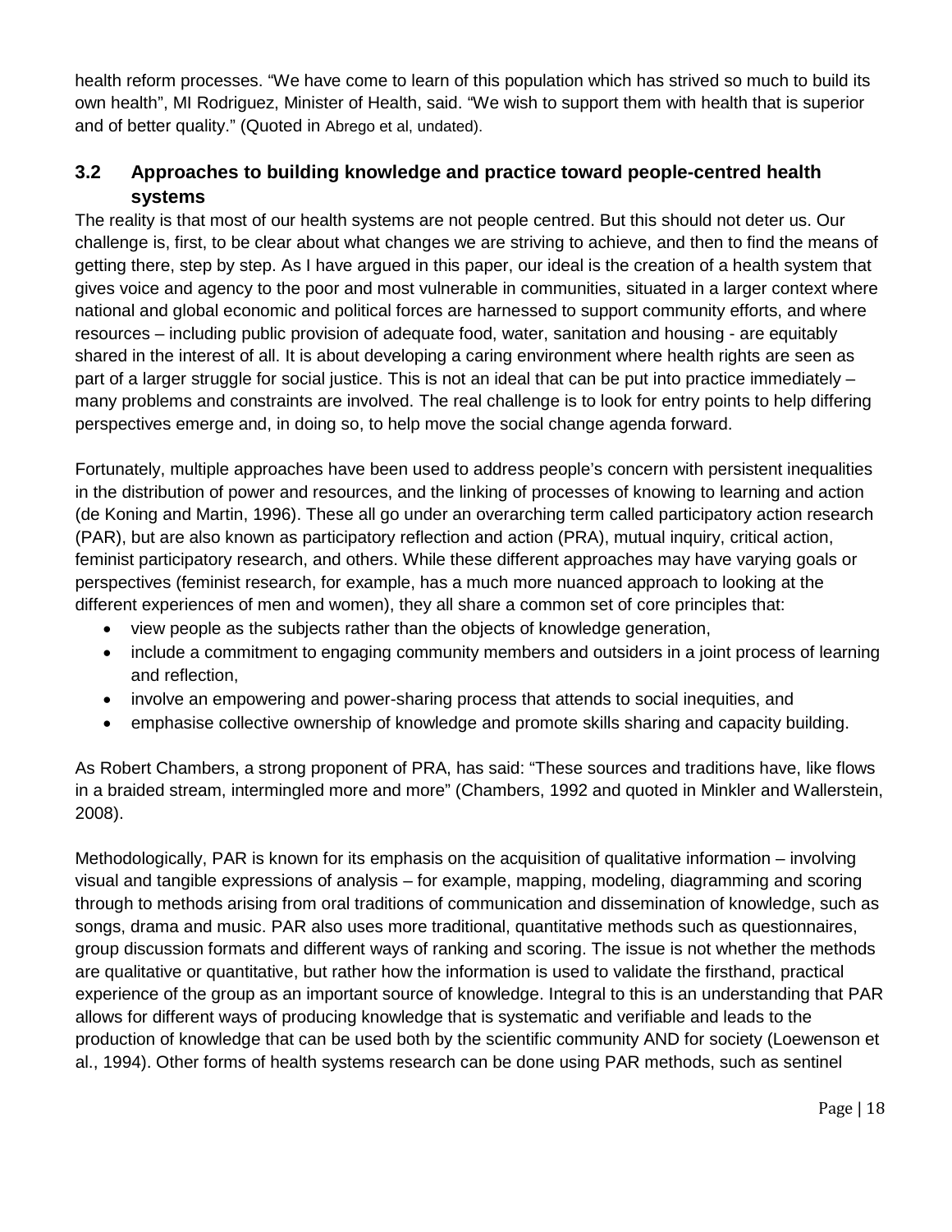health reform processes. “We have come to learn of this population which has strived so much to build its own health”, MI Rodriguez, Minister of Health, said. “We wish to support them with health that is superior and of better quality.” (Quoted in Abrego et al, undated).

## 3.2 Approaches to building knowledge and practice toward people-centred health systems

The reality is that most of our health systems are not people centred. But this should not deter us. Our challenge is, first, to be clear about what changes we are striving to achieve, and then to find the means of getting there, step by step. As I have argued in this paper, our ideal is the creation of a health system that gives voice and agency to the poor and most vulnerable in communities, situated in a larger context where national and global economic and political forces are harnessed to support community efforts, and where resources – including public provision of adequate food, water, sanitation and housing - are equitably shared in the interest of all. It is about developing a caring environment where health rights are seen as part of a larger struggle for social justice. This is not an ideal that can be put into practice immediately – many problems and constraints are involved. The real challenge is to look for entry points to help differing perspectives emerge and, in doing so, to help move the social change agenda forward.

Fortunately, multiple approaches have been used to address people’s concern with persistent inequalities in the distribution of power and resources, and the linking of processes of knowing to learning and action (de Koning and Martin, 1996). These all go under an overarching term called participatory action research (PAR), but are also known as participatory reflection and action (PRA), mutual inquiry, critical action, feminist participatory research, and others. While these different approaches may have varying goals or perspectives (feminist research, for example, has a much more nuanced approach to looking at the different experiences of men and women), they all share a common set of core principles that:

- view people as the subjects rather than the objects of knowledge generation,
- include a commitment to engaging community members and outsiders in a joint process of learning and reflection,
- involve an empowering and power-sharing process that attends to social inequities, and
- emphasise collective ownership of knowledge and promote skills sharing and capacity building.

As Robert Chambers, a strong proponent of PRA, has said: “These sources and traditions have, like flows in a braided stream, intermingled more and more” (Chambers, 1992 and quoted in Minkler and Wallerstein, 2008).

Methodologically, PAR is known for its emphasis on the acquisition of qualitative information – involving visual and tangible expressions of analysis – for example, mapping, modeling, diagramming and scoring through to methods arising from oral traditions of communication and dissemination of knowledge, such as songs, drama and music. PAR also uses more traditional, quantitative methods such as questionnaires, group discussion formats and different ways of ranking and scoring. The issue is not whether the methods are qualitative or quantitative, but rather how the information is used to validate the firsthand, practical experience of the group as an important source of knowledge. Integral to this is an understanding that PAR allows for different ways of producing knowledge that is systematic and verifiable and leads to the production of knowledge that can be used both by the scientific community AND for society (Loewenson et al., 1994). Other forms of health systems research can be done using PAR methods, such as sentinel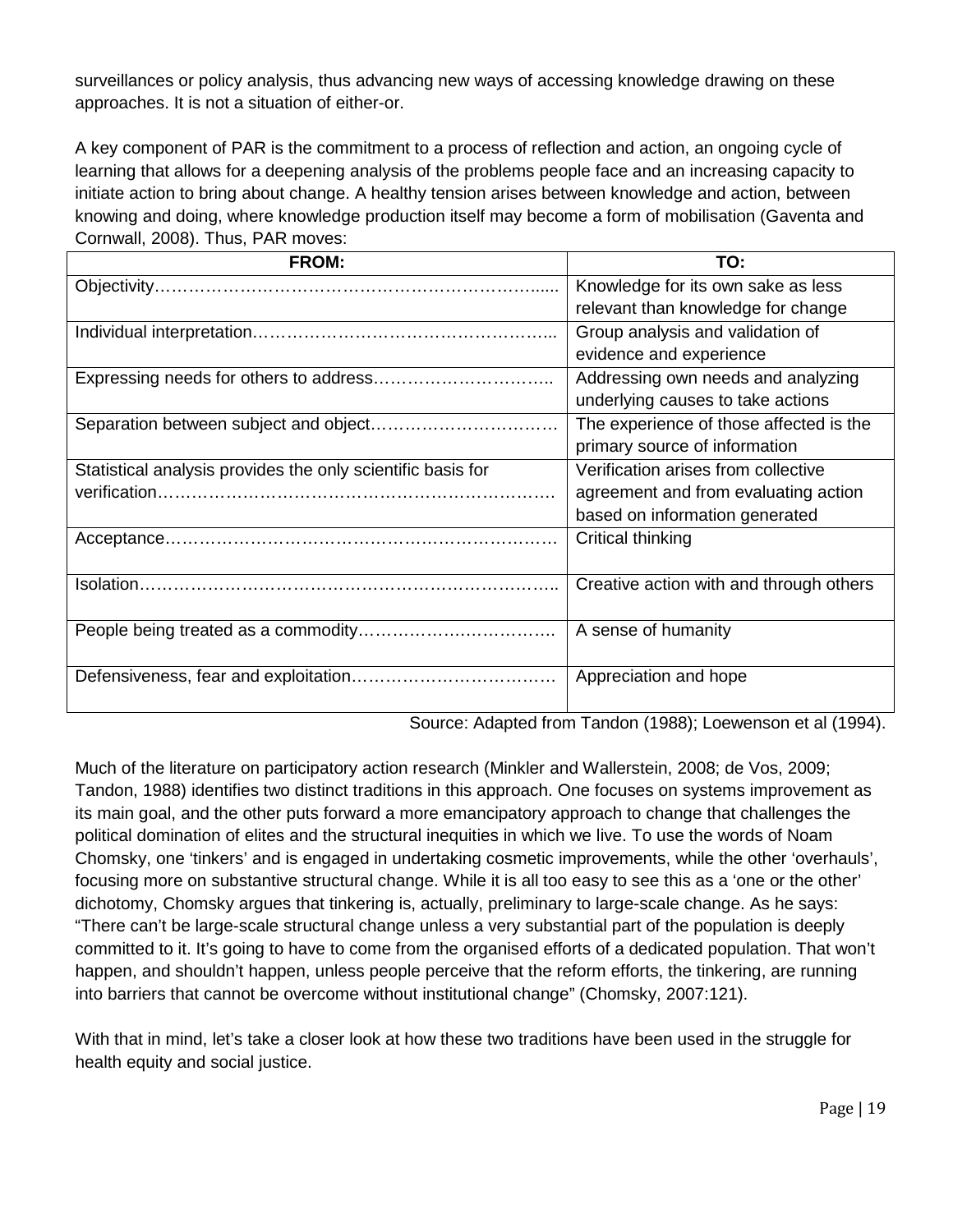surveillances or policy analysis, thus advancing new ways of accessing knowledge drawing on these approaches. It is not a situation of either-or.

A key component of PAR is the commitment to a process of reflection and action, an ongoing cycle of learning that allows for a deepening analysis of the problems people face and an increasing capacity to initiate action to bring about change. A healthy tension arises between knowledge and action, between knowing and doing, where knowledge production itself may become a form of mobilisation (Gaventa and Cornwall, 2008). Thus, PAR moves:

| FROM: | TO: |
| --- | --- |
| Objectivity……………………………………………………….... | Knowledge for its own sake as less relevant than knowledge for change |
| Individual interpretation…………………………………………….. | Group analysis and validation of evidence and experience |
| Expressing needs for others to address………………………….. | Addressing own needs and analyzing underlying causes to take actions |
| Separation between subject and object…………………………… | The experience of those affected is the primary source of information |
| Statistical analysis provides the only scientific basis for verification…………………………………………………………. | Verification arises from collective agreement and from evaluating action based on information generated |
| Acceptance………………………………………………………… | Critical thinking |
| Isolation…………………………………………………………….. | Creative action with and through others |
| People being treated as a commodity……………………………. | A sense of humanity |
| Defensiveness, fear and exploitation……………………………… | Appreciation and hope |

Source: Adapted from Tandon (1988); Loewenson et al (1994).

Much of the literature on participatory action research (Minkler and Wallerstein, 2008; de Vos, 2009; Tandon, 1988) identifies two distinct traditions in this approach. One focuses on systems improvement as its main goal, and the other puts forward a more emancipatory approach to change that challenges the political domination of elites and the structural inequities in which we live. To use the words of Noam Chomsky, one 'tinkers' and is engaged in undertaking cosmetic improvements, while the other 'overhauls', focusing more on substantive structural change. While it is all too easy to see this as a 'one or the other' dichotomy, Chomsky argues that tinkering is, actually, preliminary to large-scale change. As he says: "There can't be large-scale structural change unless a very substantial part of the population is deeply committed to it. It's going to have to come from the organised efforts of a dedicated population. That won't happen, and shouldn't happen, unless people perceive that the reform efforts, the tinkering, are running into barriers that cannot be overcome without institutional change" (Chomsky, 2007:121).

With that in mind, let's take a closer look at how these two traditions have been used in the struggle for health equity and social justice.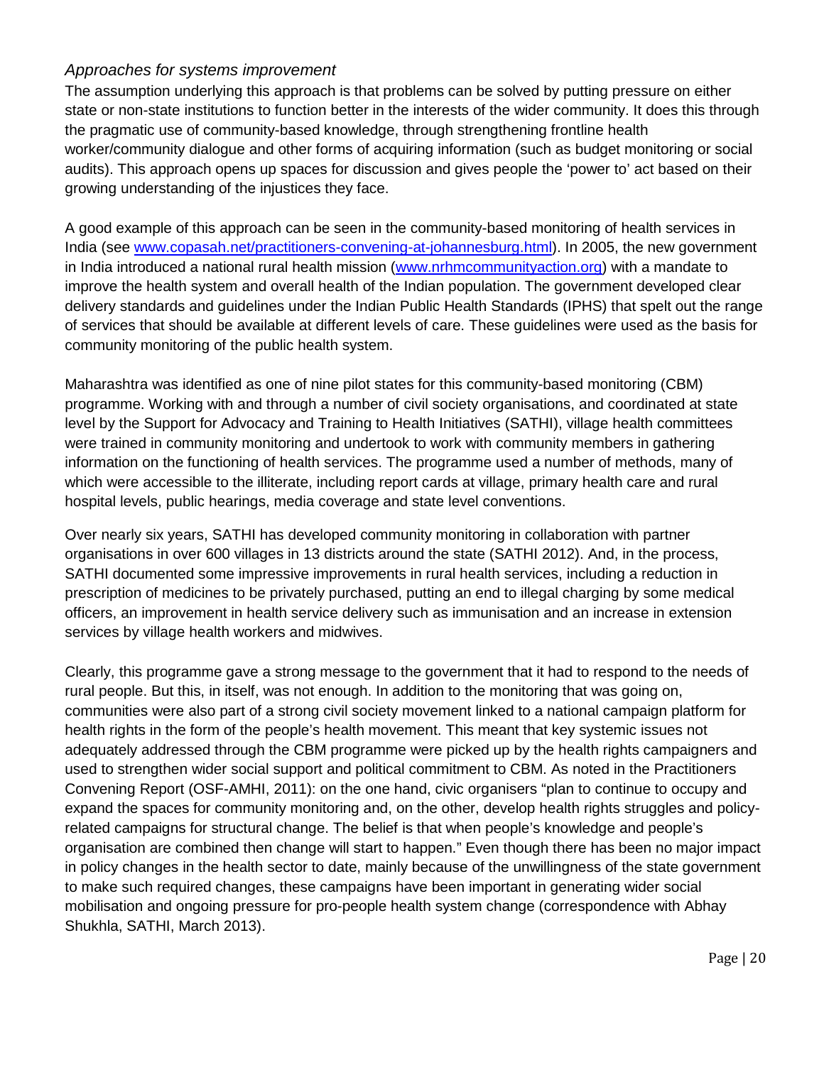### *Approaches for systems improvement*

The assumption underlying this approach is that problems can be solved by putting pressure on either state or non-state institutions to function better in the interests of the wider community. It does this through the pragmatic use of community-based knowledge, through strengthening frontline health worker/community dialogue and other forms of acquiring information (such as budget monitoring or social audits). This approach opens up spaces for discussion and gives people the 'power to' act based on their growing understanding of the injustices they face.

A good example of this approach can be seen in the community-based monitoring of health services in India (see [www.copasah.net/practitioners-convening-at-johannesburg.html](www.copasah.net/practitioners-convening-at-johannesburg.html)). In 2005, the new government in India introduced a national rural health mission ([www.nrhmcommunityaction.org](www.nrhmcommunityaction.org)) with a mandate to improve the health system and overall health of the Indian population. The government developed clear delivery standards and guidelines under the Indian Public Health Standards (IPHS) that spelt out the range of services that should be available at different levels of care. These guidelines were used as the basis for community monitoring of the public health system.

Maharashtra was identified as one of nine pilot states for this community-based monitoring (CBM) programme. Working with and through a number of civil society organisations, and coordinated at state level by the Support for Advocacy and Training to Health Initiatives (SATHI), village health committees were trained in community monitoring and undertook to work with community members in gathering information on the functioning of health services. The programme used a number of methods, many of which were accessible to the illiterate, including report cards at village, primary health care and rural hospital levels, public hearings, media coverage and state level conventions.

Over nearly six years, SATHI has developed community monitoring in collaboration with partner organisations in over 600 villages in 13 districts around the state (SATHI 2012). And, in the process, SATHI documented some impressive improvements in rural health services, including a reduction in prescription of medicines to be privately purchased, putting an end to illegal charging by some medical officers, an improvement in health service delivery such as immunisation and an increase in extension services by village health workers and midwives.

Clearly, this programme gave a strong message to the government that it had to respond to the needs of rural people. But this, in itself, was not enough. In addition to the monitoring that was going on, communities were also part of a strong civil society movement linked to a national campaign platform for health rights in the form of the people's health movement. This meant that key systemic issues not adequately addressed through the CBM programme were picked up by the health rights campaigners and used to strengthen wider social support and political commitment to CBM. As noted in the Practitioners Convening Report (OSF-AMHI, 2011): on the one hand, civic organisers "plan to continue to occupy and expand the spaces for community monitoring and, on the other, develop health rights struggles and policy-related campaigns for structural change. The belief is that when people's knowledge and people's organisation are combined then change will start to happen." Even though there has been no major impact in policy changes in the health sector to date, mainly because of the unwillingness of the state government to make such required changes, these campaigns have been important in generating wider social mobilisation and ongoing pressure for pro-people health system change (correspondence with Abhay Shukhla, SATHI, March 2013).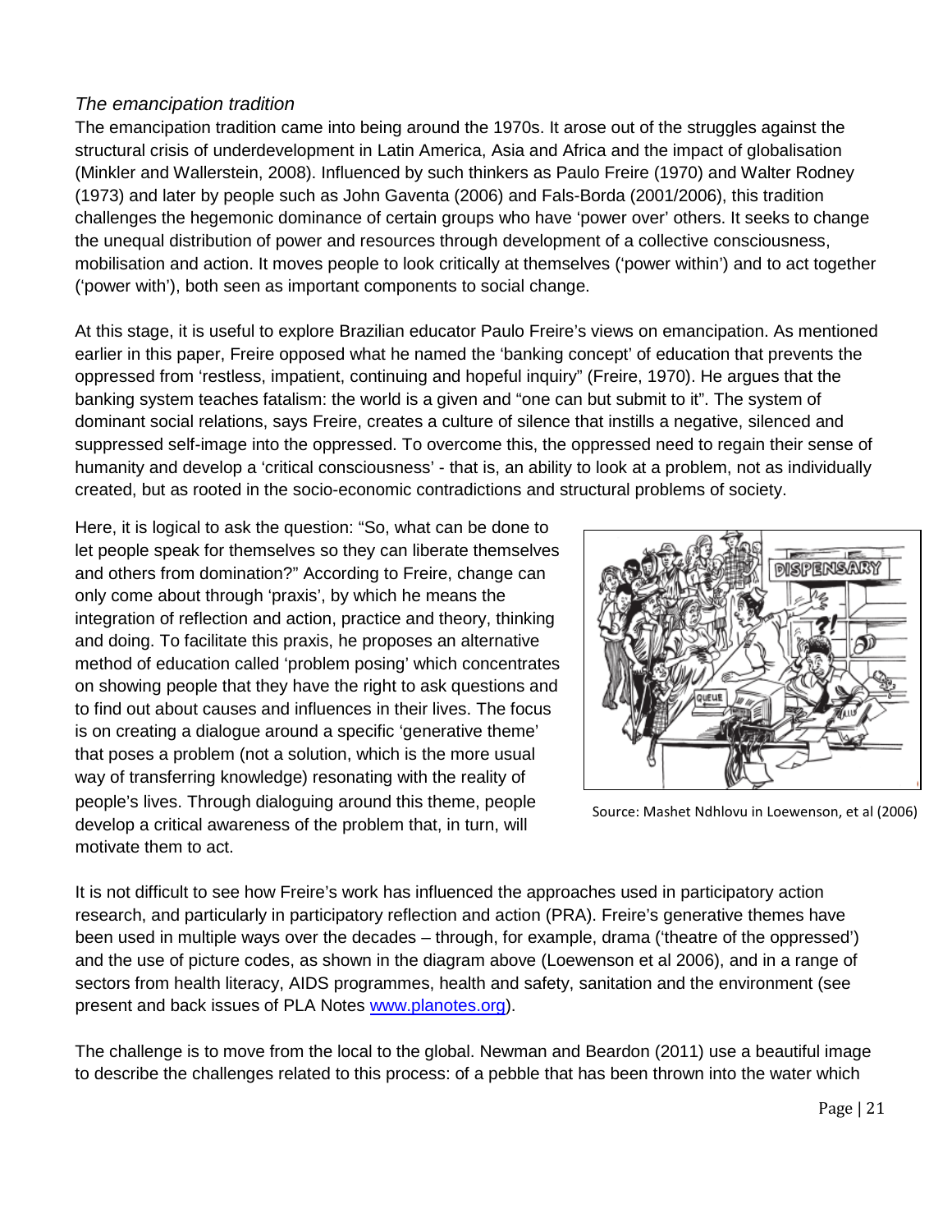### *The emancipation tradition*

The emancipation tradition came into being around the 1970s. It arose out of the struggles against the structural crisis of underdevelopment in Latin America, Asia and Africa and the impact of globalisation (Minkler and Wallerstein, 2008). Influenced by such thinkers as Paulo Freire (1970) and Walter Rodney (1973) and later by people such as John Gaventa (2006) and Fals-Borda (2001/2006), this tradition challenges the hegemonic dominance of certain groups who have 'power over' others. It seeks to change the unequal distribution of power and resources through development of a collective consciousness, mobilisation and action. It moves people to look critically at themselves ('power within') and to act together ('power with'), both seen as important components to social change.

At this stage, it is useful to explore Brazilian educator Paulo Freire's views on emancipation. As mentioned earlier in this paper, Freire opposed what he named the 'banking concept' of education that prevents the oppressed from 'restless, impatient, continuing and hopeful inquiry" (Freire, 1970). He argues that the banking system teaches fatalism: the world is a given and "one can but submit to it". The system of dominant social relations, says Freire, creates a culture of silence that instills a negative, silenced and suppressed self-image into the oppressed. To overcome this, the oppressed need to regain their sense of humanity and develop a 'critical consciousness' - that is, an ability to look at a problem, not as individually created, but as rooted in the socio-economic contradictions and structural problems of society.

Here, it is logical to ask the question: "So, what can be done to let people speak for themselves so they can liberate themselves and others from domination?" According to Freire, change can only come about through 'praxis', by which he means the integration of reflection and action, practice and theory, thinking and doing. To facilitate this praxis, he proposes an alternative method of education called 'problem posing' which concentrates on showing people that they have the right to ask questions and to find out about causes and influences in their lives. The focus is on creating a dialogue around a specific 'generative theme' that poses a problem (not a solution, which is the more usual way of transferring knowledge) resonating with the reality of people's lives. Through dialoguing around this theme, people develop a critical awareness of the problem that, in turn, will motivate them to act.

Source: Mashet Ndhlovu in Loewenson, et al (2006)

It is not difficult to see how Freire's work has influenced the approaches used in participatory action research, and particularly in participatory reflection and action (PRA). Freire's generative themes have been used in multiple ways over the decades – through, for example, drama ('theatre of the oppressed') and the use of picture codes, as shown in the diagram above (Loewenson et al 2006), and in a range of sectors from health literacy, AIDS programmes, health and safety, sanitation and the environment (see present and back issues of PLA Notes www.planotes.org).

The challenge is to move from the local to the global. Newman and Beardon (2011) use a beautiful image to describe the challenges related to this process: of a pebble that has been thrown into the water which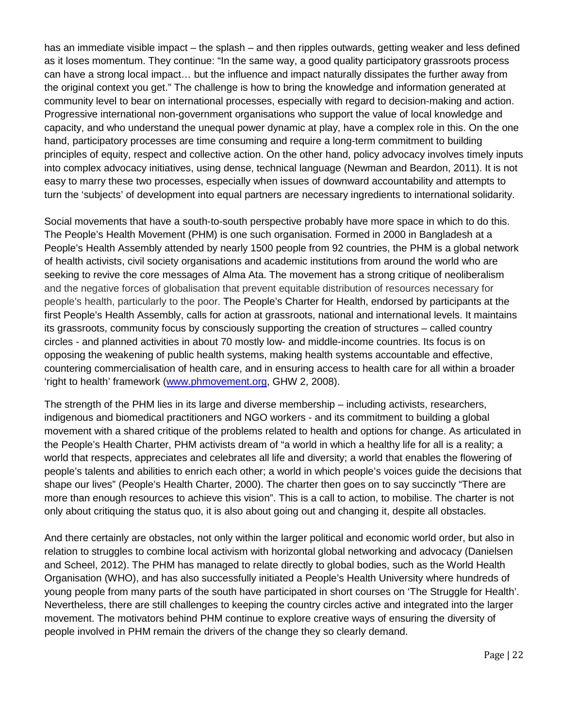has an immediate visible impact – the splash – and then ripples outwards, getting weaker and less defined as it loses momentum. They continue: "In the same way, a good quality participatory grassroots process can have a strong local impact… but the influence and impact naturally dissipates the further away from the original context you get." The challenge is how to bring the knowledge and information generated at community level to bear on international processes, especially with regard to decision-making and action. Progressive international non-government organisations who support the value of local knowledge and capacity, and who understand the unequal power dynamic at play, have a complex role in this. On the one hand, participatory processes are time consuming and require a long-term commitment to building principles of equity, respect and collective action. On the other hand, policy advocacy involves timely inputs into complex advocacy initiatives, using dense, technical language (Newman and Beardon, 2011). It is not easy to marry these two processes, especially when issues of downward accountability and attempts to turn the 'subjects' of development into equal partners are necessary ingredients to international solidarity.

Social movements that have a south-to-south perspective probably have more space in which to do this. The People's Health Movement (PHM) is one such organisation. Formed in 2000 in Bangladesh at a People's Health Assembly attended by nearly 1500 people from 92 countries, the PHM is a global network of health activists, civil society organisations and academic institutions from around the world who are seeking to revive the core messages of Alma Ata. The movement has a strong critique of neoliberalism and the negative forces of globalisation that prevent equitable distribution of resources necessary for people's health, particularly to the poor. The People's Charter for Health, endorsed by participants at the first People's Health Assembly, calls for action at grassroots, national and international levels. It maintains its grassroots, community focus by consciously supporting the creation of structures – called country circles - and planned activities in about 70 mostly low- and middle-income countries. Its focus is on opposing the weakening of public health systems, making health systems accountable and effective, countering commercialisation of health care, and in ensuring access to health care for all within a broader 'right to health' framework (www.phmovement.org, GHW 2, 2008).

The strength of the PHM lies in its large and diverse membership – including activists, researchers, indigenous and biomedical practitioners and NGO workers - and its commitment to building a global movement with a shared critique of the problems related to health and options for change. As articulated in the People's Health Charter, PHM activists dream of "a world in which a healthy life for all is a reality; a world that respects, appreciates and celebrates all life and diversity; a world that enables the flowering of people's talents and abilities to enrich each other; a world in which people's voices guide the decisions that shape our lives" (People's Health Charter, 2000). The charter then goes on to say succinctly "There are more than enough resources to achieve this vision". This is a call to action, to mobilise. The charter is not only about critiquing the status quo, it is also about going out and changing it, despite all obstacles.

And there certainly are obstacles, not only within the larger political and economic world order, but also in relation to struggles to combine local activism with horizontal global networking and advocacy (Danielsen and Scheel, 2012). The PHM has managed to relate directly to global bodies, such as the World Health Organisation (WHO), and has also successfully initiated a People's Health University where hundreds of young people from many parts of the south have participated in short courses on 'The Struggle for Health'. Nevertheless, there are still challenges to keeping the country circles active and integrated into the larger movement. The motivators behind PHM continue to explore creative ways of ensuring the diversity of people involved in PHM remain the drivers of the change they so clearly demand.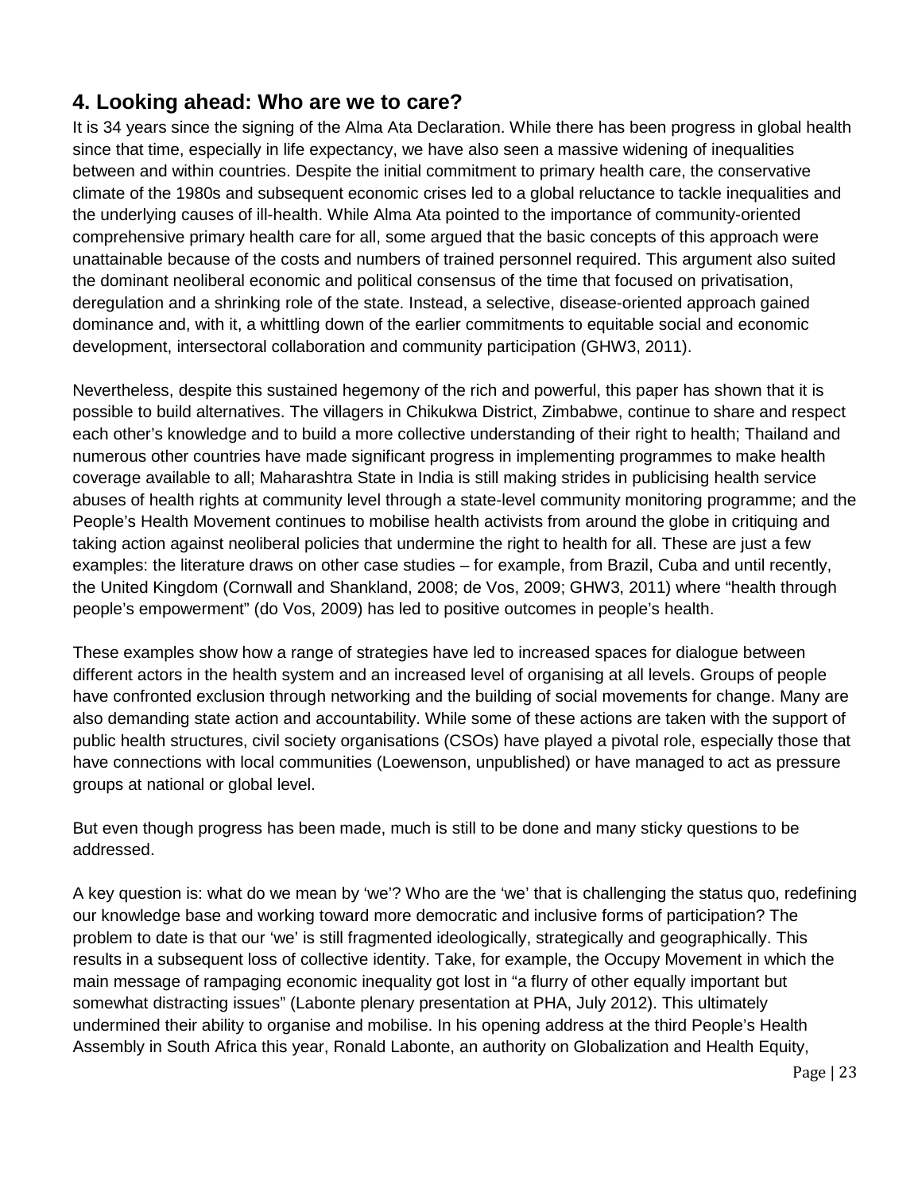## 4. Looking ahead: Who are we to care?

It is 34 years since the signing of the Alma Ata Declaration. While there has been progress in global health since that time, especially in life expectancy, we have also seen a massive widening of inequalities between and within countries. Despite the initial commitment to primary health care, the conservative climate of the 1980s and subsequent economic crises led to a global reluctance to tackle inequalities and the underlying causes of ill-health. While Alma Ata pointed to the importance of community-oriented comprehensive primary health care for all, some argued that the basic concepts of this approach were unattainable because of the costs and numbers of trained personnel required. This argument also suited the dominant neoliberal economic and political consensus of the time that focused on privatisation, deregulation and a shrinking role of the state. Instead, a selective, disease-oriented approach gained dominance and, with it, a whittling down of the earlier commitments to equitable social and economic development, intersectoral collaboration and community participation (GHW3, 2011).

Nevertheless, despite this sustained hegemony of the rich and powerful, this paper has shown that it is possible to build alternatives. The villagers in Chikukwa District, Zimbabwe, continue to share and respect each other's knowledge and to build a more collective understanding of their right to health; Thailand and numerous other countries have made significant progress in implementing programmes to make health coverage available to all; Maharashtra State in India is still making strides in publicising health service abuses of health rights at community level through a state-level community monitoring programme; and the People's Health Movement continues to mobilise health activists from around the globe in critiquing and taking action against neoliberal policies that undermine the right to health for all. These are just a few examples: the literature draws on other case studies – for example, from Brazil, Cuba and until recently, the United Kingdom (Cornwall and Shankland, 2008; de Vos, 2009; GHW3, 2011) where "health through people's empowerment" (do Vos, 2009) has led to positive outcomes in people's health.

These examples show how a range of strategies have led to increased spaces for dialogue between different actors in the health system and an increased level of organising at all levels. Groups of people have confronted exclusion through networking and the building of social movements for change. Many are also demanding state action and accountability. While some of these actions are taken with the support of public health structures, civil society organisations (CSOs) have played a pivotal role, especially those that have connections with local communities (Loewenson, unpublished) or have managed to act as pressure groups at national or global level.

But even though progress has been made, much is still to be done and many sticky questions to be addressed.

A key question is: what do we mean by 'we'? Who are the 'we' that is challenging the status quo, redefining our knowledge base and working toward more democratic and inclusive forms of participation? The problem to date is that our 'we' is still fragmented ideologically, strategically and geographically. This results in a subsequent loss of collective identity. Take, for example, the Occupy Movement in which the main message of rampaging economic inequality got lost in "a flurry of other equally important but somewhat distracting issues" (Labonte plenary presentation at PHA, July 2012). This ultimately undermined their ability to organise and mobilise. In his opening address at the third People's Health Assembly in South Africa this year, Ronald Labonte, an authority on Globalization and Health Equity,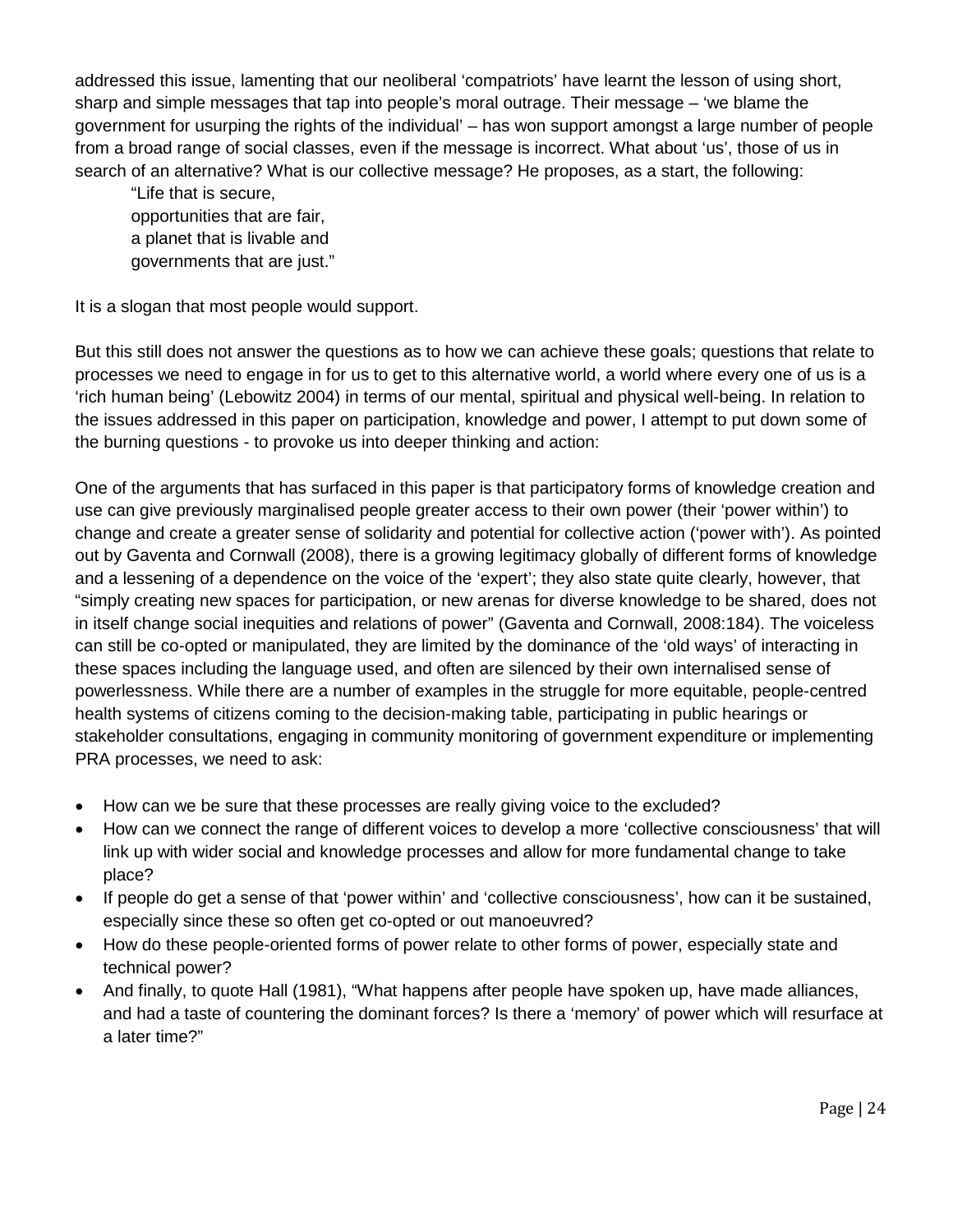addressed this issue, lamenting that our neoliberal 'compatriots' have learnt the lesson of using short, sharp and simple messages that tap into people's moral outrage. Their message – 'we blame the government for usurping the rights of the individual' – has won support amongst a large number of people from a broad range of social classes, even if the message is incorrect. What about 'us', those of us in search of an alternative? What is our collective message? He proposes, as a start, the following:

> "Life that is secure,
> opportunities that are fair,
> a planet that is livable and
> governments that are just."

It is a slogan that most people would support.

But this still does not answer the questions as to how we can achieve these goals; questions that relate to processes we need to engage in for us to get to this alternative world, a world where every one of us is a 'rich human being' (Lebowitz 2004) in terms of our mental, spiritual and physical well-being. In relation to the issues addressed in this paper on participation, knowledge and power, I attempt to put down some of the burning questions - to provoke us into deeper thinking and action:

One of the arguments that has surfaced in this paper is that participatory forms of knowledge creation and use can give previously marginalised people greater access to their own power (their 'power within') to change and create a greater sense of solidarity and potential for collective action ('power with'). As pointed out by Gaventa and Cornwall (2008), there is a growing legitimacy globally of different forms of knowledge and a lessening of a dependence on the voice of the 'expert'; they also state quite clearly, however, that "simply creating new spaces for participation, or new arenas for diverse knowledge to be shared, does not in itself change social inequities and relations of power" (Gaventa and Cornwall, 2008:184). The voiceless can still be co-opted or manipulated, they are limited by the dominance of the 'old ways' of interacting in these spaces including the language used, and often are silenced by their own internalised sense of powerlessness. While there are a number of examples in the struggle for more equitable, people-centred health systems of citizens coming to the decision-making table, participating in public hearings or stakeholder consultations, engaging in community monitoring of government expenditure or implementing PRA processes, we need to ask:

- How can we be sure that these processes are really giving voice to the excluded?
- How can we connect the range of different voices to develop a more 'collective consciousness' that will link up with wider social and knowledge processes and allow for more fundamental change to take place?
- If people do get a sense of that 'power within' and 'collective consciousness', how can it be sustained, especially since these so often get co-opted or out manoeuvred?
- How do these people-oriented forms of power relate to other forms of power, especially state and technical power?
- And finally, to quote Hall (1981), "What happens after people have spoken up, have made alliances, and had a taste of countering the dominant forces? Is there a 'memory' of power which will resurface at a later time?"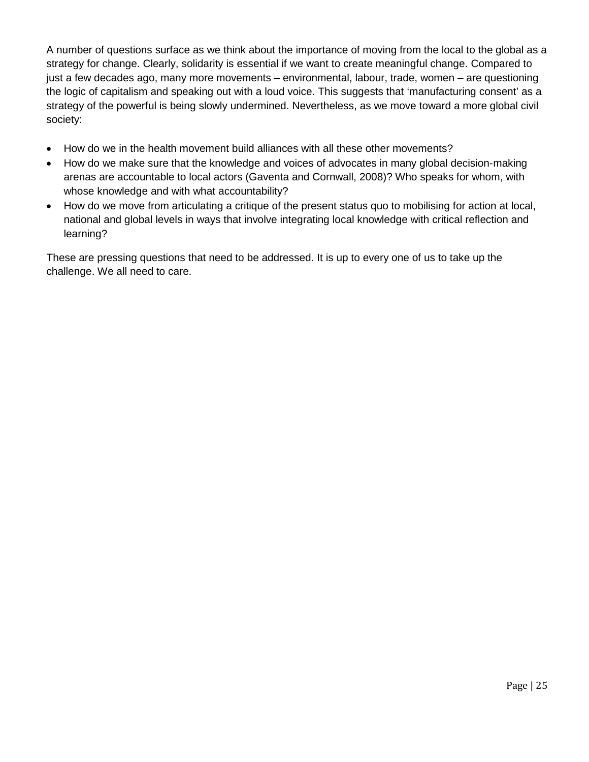A number of questions surface as we think about the importance of moving from the local to the global as a strategy for change. Clearly, solidarity is essential if we want to create meaningful change. Compared to just a few decades ago, many more movements – environmental, labour, trade, women – are questioning the logic of capitalism and speaking out with a loud voice. This suggests that 'manufacturing consent' as a strategy of the powerful is being slowly undermined. Nevertheless, as we move toward a more global civil society:

- How do we in the health movement build alliances with all these other movements?
- How do we make sure that the knowledge and voices of advocates in many global decision-making arenas are accountable to local actors (Gaventa and Cornwall, 2008)? Who speaks for whom, with whose knowledge and with what accountability?
- How do we move from articulating a critique of the present status quo to mobilising for action at local, national and global levels in ways that involve integrating local knowledge with critical reflection and learning?

These are pressing questions that need to be addressed. It is up to every one of us to take up the challenge. We all need to care.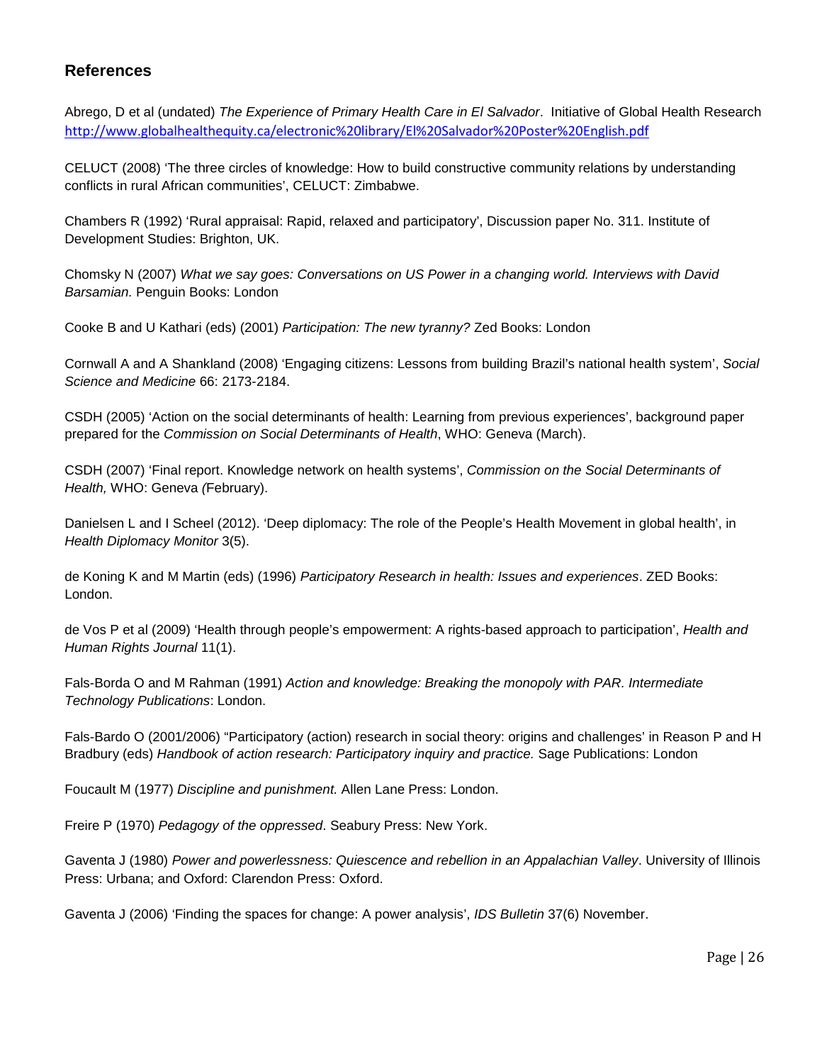## References

Abrego, D et al (undated) *The Experience of Primary Health Care in El Salvador*. Initiative of Global Health Research http://www.globalhealthequity.ca/electronic%20library/El%20Salvador%20Poster%20English.pdf

CELUCT (2008) 'The three circles of knowledge: How to build constructive community relations by understanding conflicts in rural African communities', CELUCT: Zimbabwe.

Chambers R (1992) 'Rural appraisal: Rapid, relaxed and participatory', Discussion paper No. 311. Institute of Development Studies: Brighton, UK.

Chomsky N (2007) *What we say goes: Conversations on US Power in a changing world. Interviews with David Barsamian.* Penguin Books: London

Cooke B and U Kathari (eds) (2001) *Participation: The new tyranny?* Zed Books: London

Cornwall A and A Shankland (2008) 'Engaging citizens: Lessons from building Brazil's national health system', *Social Science and Medicine* 66: 2173-2184.

CSDH (2005) 'Action on the social determinants of health: Learning from previous experiences', background paper prepared for the *Commission on Social Determinants of Health*, WHO: Geneva (March).

CSDH (2007) 'Final report. Knowledge network on health systems', *Commission on the Social Determinants of Health,* WHO: Geneva *(*February).

Danielsen L and I Scheel (2012). 'Deep diplomacy: The role of the People's Health Movement in global health', in *Health Diplomacy Monitor* 3(5).

de Koning K and M Martin (eds) (1996) *Participatory Research in health: Issues and experiences*. ZED Books: London.

de Vos P et al (2009) 'Health through people's empowerment: A rights-based approach to participation', *Health and Human Rights Journal* 11(1).

Fals-Borda O and M Rahman (1991) *Action and knowledge: Breaking the monopoly with PAR. Intermediate Technology Publications*: London.

Fals-Bardo O (2001/2006) "Participatory (action) research in social theory: origins and challenges' in Reason P and H Bradbury (eds) *Handbook of action research: Participatory inquiry and practice.* Sage Publications: London

Foucault M (1977) *Discipline and punishment.* Allen Lane Press: London.

Freire P (1970) *Pedagogy of the oppressed*. Seabury Press: New York.

Gaventa J (1980) *Power and powerlessness: Quiescence and rebellion in an Appalachian Valley*. University of Illinois Press: Urbana; and Oxford: Clarendon Press: Oxford.

Gaventa J (2006) 'Finding the spaces for change: A power analysis', *IDS Bulletin* 37(6) November.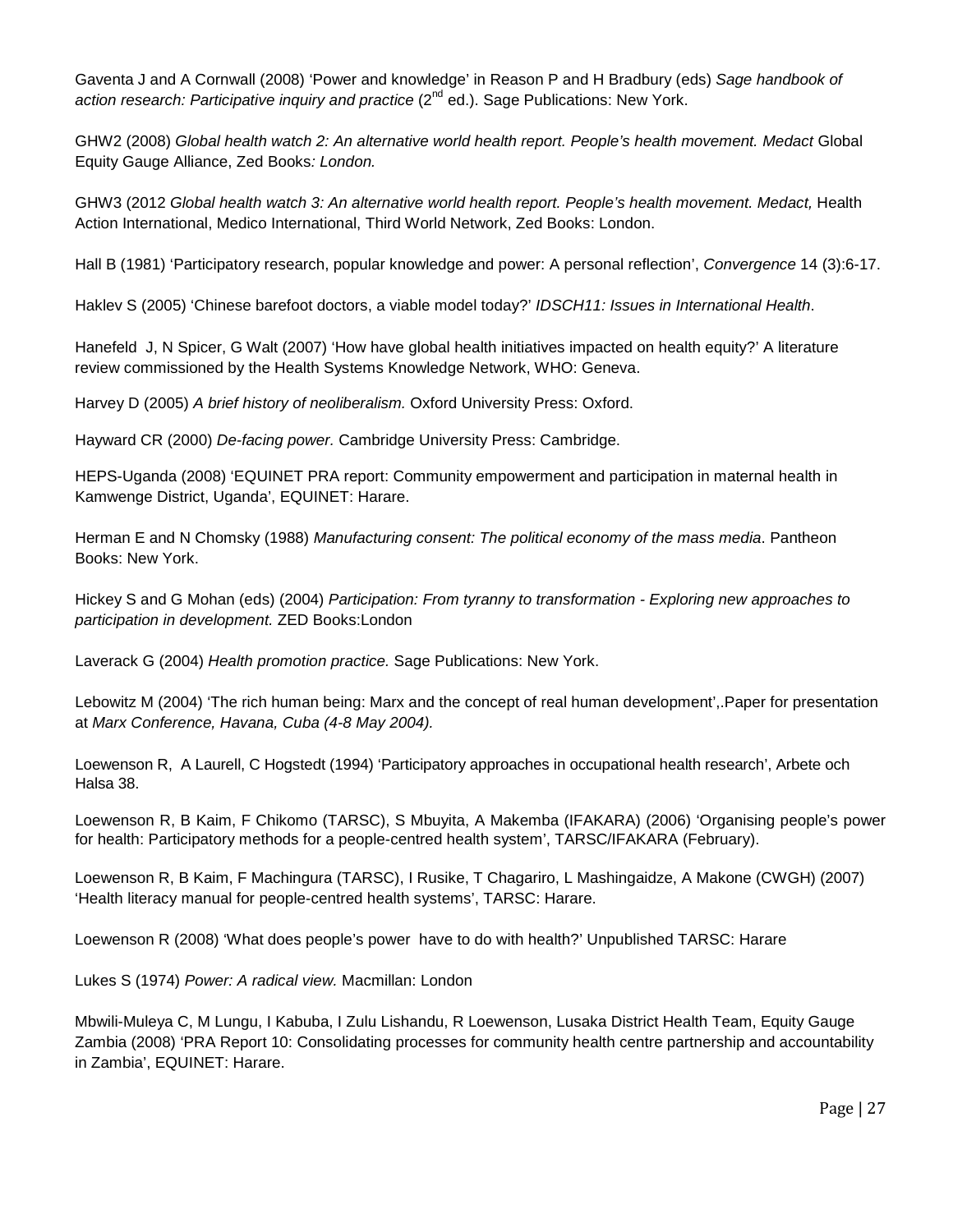Gaventa J and A Cornwall (2008) 'Power and knowledge' in Reason P and H Bradbury (eds) *Sage handbook of action research: Participative inquiry and practice* (2nd ed.). Sage Publications: New York.

GHW2 (2008) *Global health watch 2: An alternative world health report. People's health movement. Medact* Global Equity Gauge Alliance, Zed Books*: London.*

GHW3 (2012 *Global health watch 3: An alternative world health report. People's health movement. Medact,* Health Action International, Medico International, Third World Network, Zed Books: London.

Hall B (1981) 'Participatory research, popular knowledge and power: A personal reflection', *Convergence* 14 (3):6-17.

Haklev S (2005) 'Chinese barefoot doctors, a viable model today?' *IDSCH11: Issues in International Health*.

Hanefeld J, N Spicer, G Walt (2007) 'How have global health initiatives impacted on health equity?' A literature review commissioned by the Health Systems Knowledge Network, WHO: Geneva.

Harvey D (2005) *A brief history of neoliberalism.* Oxford University Press: Oxford.

Hayward CR (2000) *De-facing power.* Cambridge University Press: Cambridge.

HEPS-Uganda (2008) 'EQUINET PRA report: Community empowerment and participation in maternal health in Kamwenge District, Uganda', EQUINET: Harare.

Herman E and N Chomsky (1988) *Manufacturing consent: The political economy of the mass media*. Pantheon Books: New York.

Hickey S and G Mohan (eds) (2004) *Participation: From tyranny to transformation - Exploring new approaches to participation in development.* ZED Books:London

Laverack G (2004) *Health promotion practice.* Sage Publications: New York.

Lebowitz M (2004) 'The rich human being: Marx and the concept of real human development',.Paper for presentation at *Marx Conference, Havana, Cuba (4-8 May 2004).*

Loewenson R, A Laurell, C Hogstedt (1994) 'Participatory approaches in occupational health research', Arbete och Halsa 38.

Loewenson R, B Kaim, F Chikomo (TARSC), S Mbuyita, A Makemba (IFAKARA) (2006) 'Organising people's power for health: Participatory methods for a people-centred health system', TARSC/IFAKARA (February).

Loewenson R, B Kaim, F Machingura (TARSC), I Rusike, T Chagariro, L Mashingaidze, A Makone (CWGH) (2007) 'Health literacy manual for people-centred health systems', TARSC: Harare.

Loewenson R (2008) 'What does people's power have to do with health?' Unpublished TARSC: Harare

Lukes S (1974) *Power: A radical view.* Macmillan: London

Mbwili-Muleya C, M Lungu, I Kabuba, I Zulu Lishandu, R Loewenson, Lusaka District Health Team, Equity Gauge Zambia (2008) 'PRA Report 10: Consolidating processes for community health centre partnership and accountability in Zambia', EQUINET: Harare.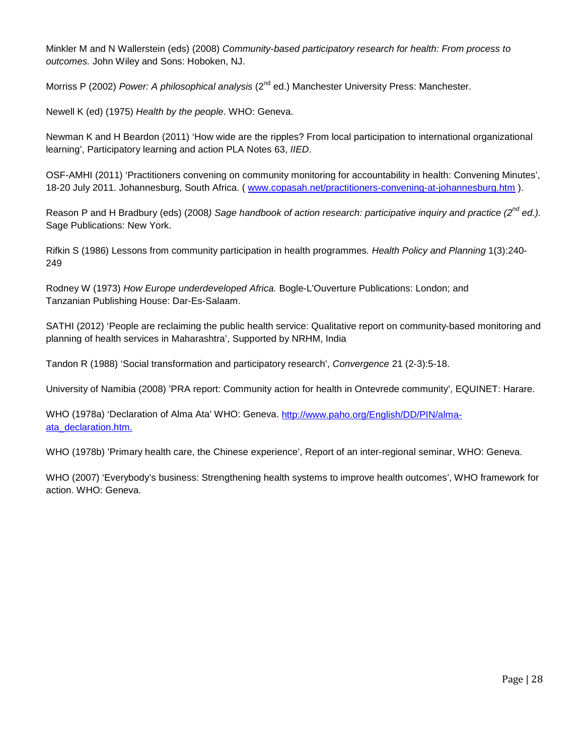Minkler M and N Wallerstein (eds) (2008) *Community-based participatory research for health: From process to outcomes.* John Wiley and Sons: Hoboken, NJ.

Morriss P (2002) *Power: A philosophical analysis* (2nd ed.) Manchester University Press: Manchester.

Newell K (ed) (1975) *Health by the people*. WHO: Geneva.

Newman K and H Beardon (2011) 'How wide are the ripples? From local participation to international organizational learning', Participatory learning and action PLA Notes 63, *IIED*.

OSF-AMHI (2011) 'Practitioners convening on community monitoring for accountability in health: Convening Minutes', 18-20 July 2011. Johannesburg, South Africa. ( [www.copasah.net/practitioners-convening-at-johannesburg.htm](www.copasah.net/practitioners-convening-at-johannesburg.htm) ).

Reason P and H Bradbury (eds) (2008*) Sage handbook of action research: participative inquiry and practice (2nd ed.).* Sage Publications: New York.

Rifkin S (1986) Lessons from community participation in health programmes*. Health Policy and Planning* 1(3):240-249

Rodney W (1973) *How Europe underdeveloped Africa.* Bogle-L'Ouverture Publications: London; and Tanzanian Publishing House: Dar-Es-Salaam.

SATHI (2012) 'People are reclaiming the public health service: Qualitative report on community-based monitoring and planning of health services in Maharashtra', Supported by NRHM, India

Tandon R (1988) 'Social transformation and participatory research', *Convergence* 21 (2-3):5-18.

University of Namibia (2008) 'PRA report: Community action for health in Ontevrede community', EQUINET: Harare.

WHO (1978a) 'Declaration of Alma Ata' WHO: Geneva. [http://www.paho.org/English/DD/PIN/alma-ata_declaration.htm.](http://www.paho.org/English/DD/PIN/alma-ata_declaration.htm)

WHO (1978b) 'Primary health care, the Chinese experience', Report of an inter-regional seminar, WHO: Geneva.

WHO (2007) 'Everybody's business: Strengthening health systems to improve health outcomes', WHO framework for action. WHO: Geneva.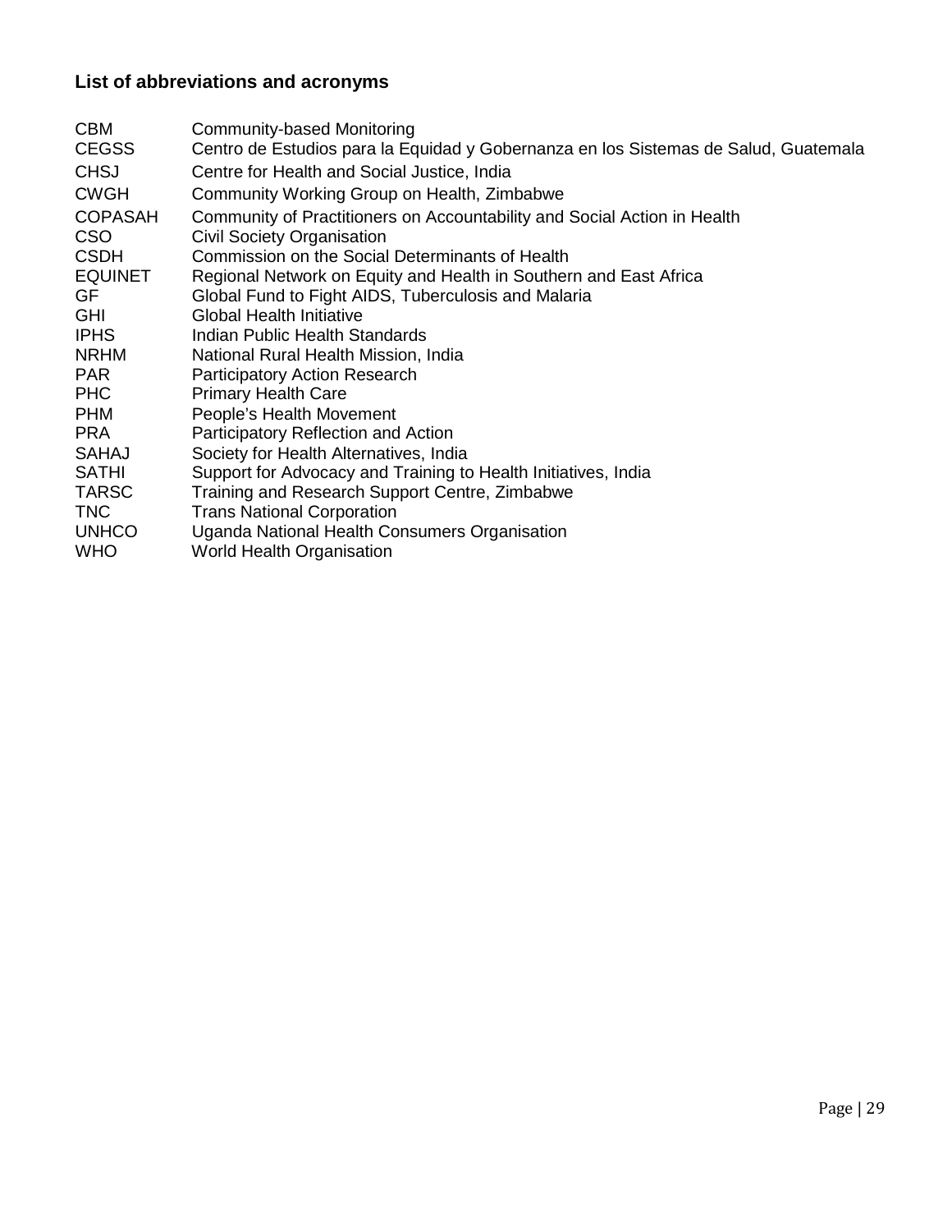## List of abbreviations and acronyms

| | |
|---|---|
| CBM | Community-based Monitoring |
| CEGSS | Centro de Estudios para la Equidad y Gobernanza en los Sistemas de Salud, Guatemala |
| CHSJ | Centre for Health and Social Justice, India |
| CWGH | Community Working Group on Health, Zimbabwe |
| COPASAH | Community of Practitioners on Accountability and Social Action in Health |
| CSO | Civil Society Organisation |
| CSDH | Commission on the Social Determinants of Health |
| EQUINET | Regional Network on Equity and Health in Southern and East Africa |
| GF | Global Fund to Fight AIDS, Tuberculosis and Malaria |
| GHI | Global Health Initiative |
| IPHS | Indian Public Health Standards |
| NRHM | National Rural Health Mission, India |
| PAR | Participatory Action Research |
| PHC | Primary Health Care |
| PHM | People's Health Movement |
| PRA | Participatory Reflection and Action |
| SAHAJ | Society for Health Alternatives, India |
| SATHI | Support for Advocacy and Training to Health Initiatives, India |
| TARSC | Training and Research Support Centre, Zimbabwe |
| TNC | Trans National Corporation |
| UNHCO | Uganda National Health Consumers Organisation |
| WHO | World Health Organisation |